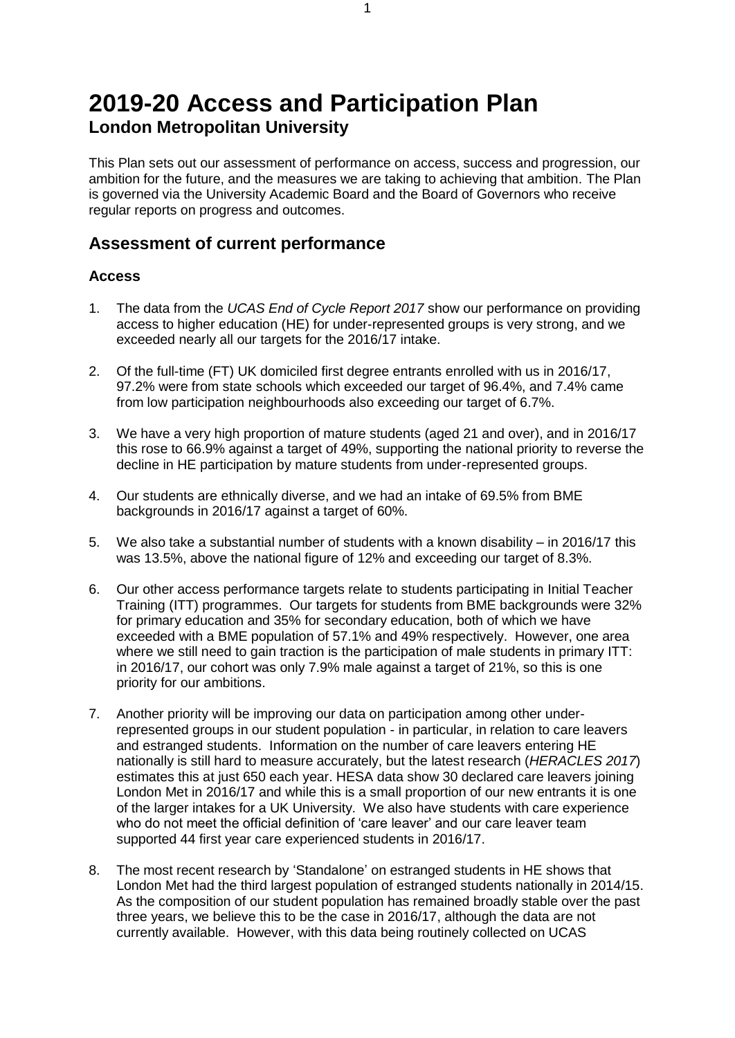# 2019-20 Access and Participation Plan

**London Metropolitan University**

This Plan sets out our assessment of performance on access, success and progression, our ambition for the future, and the measures we are taking to achieving that ambition. The Plan is governed via the University Academic Board and the Board of Governors who receive regular reports on progress and outcomes.

## Assessment of current performance

### Access

1. The data from the *UCAS End of Cycle Report 2017* show our performance on providing access to higher education (HE) for under-represented groups is very strong, and we exceeded nearly all our targets for the 2016/17 intake.

2. Of the full-time (FT) UK domiciled first degree entrants enrolled with us in 2016/17, 97.2% were from state schools which exceeded our target of 96.4%, and 7.4% came from low participation neighbourhoods also exceeding our target of 6.7%.

3. We have a very high proportion of mature students (aged 21 and over), and in 2016/17 this rose to 66.9% against a target of 49%, supporting the national priority to reverse the decline in HE participation by mature students from under-represented groups.

4. Our students are ethnically diverse, and we had an intake of 69.5% from BME backgrounds in 2016/17 against a target of 60%.

5. We also take a substantial number of students with a known disability – in 2016/17 this was 13.5%, above the national figure of 12% and exceeding our target of 8.3%.

6. Our other access performance targets relate to students participating in Initial Teacher Training (ITT) programmes. Our targets for students from BME backgrounds were 32% for primary education and 35% for secondary education, both of which we have exceeded with a BME population of 57.1% and 49% respectively. However, one area where we still need to gain traction is the participation of male students in primary ITT: in 2016/17, our cohort was only 7.9% male against a target of 21%, so this is one priority for our ambitions.

7. Another priority will be improving our data on participation among other under-represented groups in our student population - in particular, in relation to care leavers and estranged students. Information on the number of care leavers entering HE nationally is still hard to measure accurately, but the latest research (*HERACLES 2017*) estimates this at just 650 each year. HESA data show 30 declared care leavers joining London Met in 2016/17 and while this is a small proportion of our new entrants it is one of the larger intakes for a UK University. We also have students with care experience who do not meet the official definition of 'care leaver' and our care leaver team supported 44 first year care experienced students in 2016/17.

8. The most recent research by 'Standalone' on estranged students in HE shows that London Met had the third largest population of estranged students nationally in 2014/15. As the composition of our student population has remained broadly stable over the past three years, we believe this to be the case in 2016/17, although the data are not currently available. However, with this data being routinely collected on UCAS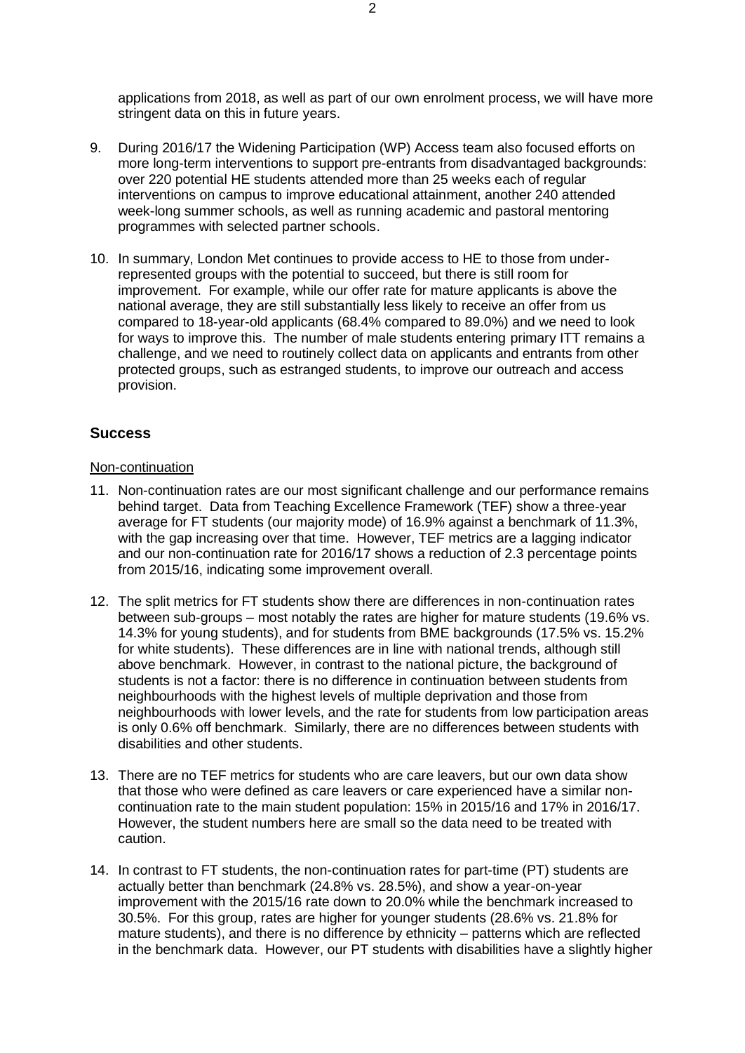applications from 2018, as well as part of our own enrolment process, we will have more stringent data on this in future years.

9. During 2016/17 the Widening Participation (WP) Access team also focused efforts on more long-term interventions to support pre-entrants from disadvantaged backgrounds: over 220 potential HE students attended more than 25 weeks each of regular interventions on campus to improve educational attainment, another 240 attended week-long summer schools, as well as running academic and pastoral mentoring programmes with selected partner schools.

10. In summary, London Met continues to provide access to HE to those from under-represented groups with the potential to succeed, but there is still room for improvement. For example, while our offer rate for mature applicants is above the national average, they are still substantially less likely to receive an offer from us compared to 18-year-old applicants (68.4% compared to 89.0%) and we need to look for ways to improve this. The number of male students entering primary ITT remains a challenge, and we need to routinely collect data on applicants and entrants from other protected groups, such as estranged students, to improve our outreach and access provision.

## Success

Non-continuation

11. Non-continuation rates are our most significant challenge and our performance remains behind target. Data from Teaching Excellence Framework (TEF) show a three-year average for FT students (our majority mode) of 16.9% against a benchmark of 11.3%, with the gap increasing over that time. However, TEF metrics are a lagging indicator and our non-continuation rate for 2016/17 shows a reduction of 2.3 percentage points from 2015/16, indicating some improvement overall.

12. The split metrics for FT students show there are differences in non-continuation rates between sub-groups – most notably the rates are higher for mature students (19.6% vs. 14.3% for young students), and for students from BME backgrounds (17.5% vs. 15.2% for white students). These differences are in line with national trends, although still above benchmark. However, in contrast to the national picture, the background of students is not a factor: there is no difference in continuation between students from neighbourhoods with the highest levels of multiple deprivation and those from neighbourhoods with lower levels, and the rate for students from low participation areas is only 0.6% off benchmark. Similarly, there are no differences between students with disabilities and other students.

13. There are no TEF metrics for students who are care leavers, but our own data show that those who were defined as care leavers or care experienced have a similar non-continuation rate to the main student population: 15% in 2015/16 and 17% in 2016/17. However, the student numbers here are small so the data need to be treated with caution.

14. In contrast to FT students, the non-continuation rates for part-time (PT) students are actually better than benchmark (24.8% vs. 28.5%), and show a year-on-year improvement with the 2015/16 rate down to 20.0% while the benchmark increased to 30.5%. For this group, rates are higher for younger students (28.6% vs. 21.8% for mature students), and there is no difference by ethnicity – patterns which are reflected in the benchmark data. However, our PT students with disabilities have a slightly higher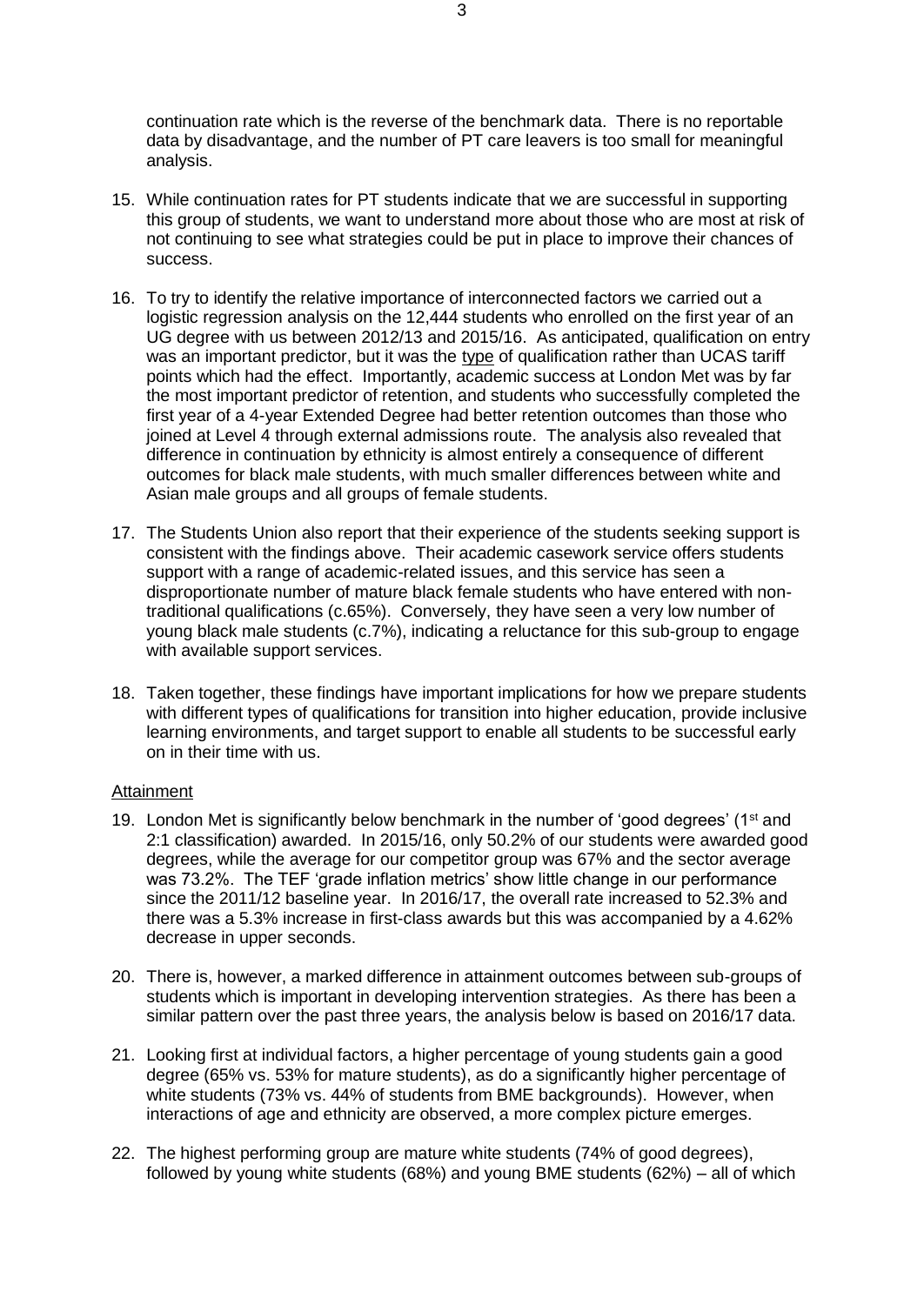continuation rate which is the reverse of the benchmark data. There is no reportable data by disadvantage, and the number of PT care leavers is too small for meaningful analysis.

15. While continuation rates for PT students indicate that we are successful in supporting this group of students, we want to understand more about those who are most at risk of not continuing to see what strategies could be put in place to improve their chances of success.

16. To try to identify the relative importance of interconnected factors we carried out a logistic regression analysis on the 12,444 students who enrolled on the first year of an UG degree with us between 2012/13 and 2015/16. As anticipated, qualification on entry was an important predictor, but it was the <u>type</u> of qualification rather than UCAS tariff points which had the effect. Importantly, academic success at London Met was by far the most important predictor of retention, and students who successfully completed the first year of a 4-year Extended Degree had better retention outcomes than those who joined at Level 4 through external admissions route. The analysis also revealed that difference in continuation by ethnicity is almost entirely a consequence of different outcomes for black male students, with much smaller differences between white and Asian male groups and all groups of female students.

17. The Students Union also report that their experience of the students seeking support is consistent with the findings above. Their academic casework service offers students support with a range of academic-related issues, and this service has seen a disproportionate number of mature black female students who have entered with non-traditional qualifications (c.65%). Conversely, they have seen a very low number of young black male students (c.7%), indicating a reluctance for this sub-group to engage with available support services.

18. Taken together, these findings have important implications for how we prepare students with different types of qualifications for transition into higher education, provide inclusive learning environments, and target support to enable all students to be successful early on in their time with us.

<u>Attainment</u>

19. London Met is significantly below benchmark in the number of 'good degrees' (1st and 2:1 classification) awarded. In 2015/16, only 50.2% of our students were awarded good degrees, while the average for our competitor group was 67% and the sector average was 73.2%. The TEF 'grade inflation metrics' show little change in our performance since the 2011/12 baseline year. In 2016/17, the overall rate increased to 52.3% and there was a 5.3% increase in first-class awards but this was accompanied by a 4.62% decrease in upper seconds.

20. There is, however, a marked difference in attainment outcomes between sub-groups of students which is important in developing intervention strategies. As there has been a similar pattern over the past three years, the analysis below is based on 2016/17 data.

21. Looking first at individual factors, a higher percentage of young students gain a good degree (65% vs. 53% for mature students), as do a significantly higher percentage of white students (73% vs. 44% of students from BME backgrounds). However, when interactions of age and ethnicity are observed, a more complex picture emerges.

22. The highest performing group are mature white students (74% of good degrees), followed by young white students (68%) and young BME students (62%) – all of which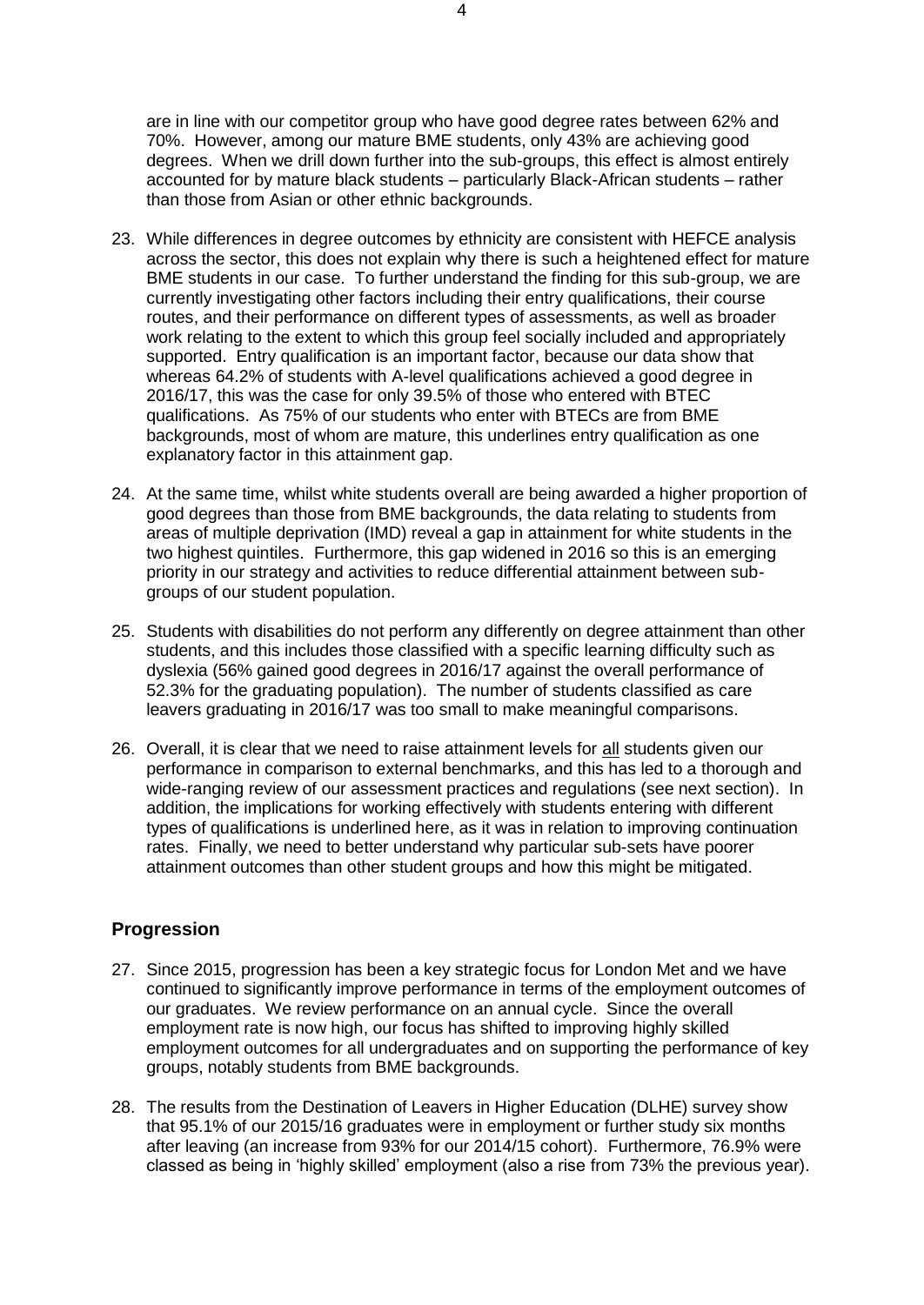are in line with our competitor group who have good degree rates between 62% and 70%. However, among our mature BME students, only 43% are achieving good degrees. When we drill down further into the sub-groups, this effect is almost entirely accounted for by mature black students – particularly Black-African students – rather than those from Asian or other ethnic backgrounds.

23. While differences in degree outcomes by ethnicity are consistent with HEFCE analysis across the sector, this does not explain why there is such a heightened effect for mature BME students in our case. To further understand the finding for this sub-group, we are currently investigating other factors including their entry qualifications, their course routes, and their performance on different types of assessments, as well as broader work relating to the extent to which this group feel socially included and appropriately supported. Entry qualification is an important factor, because our data show that whereas 64.2% of students with A-level qualifications achieved a good degree in 2016/17, this was the case for only 39.5% of those who entered with BTEC qualifications. As 75% of our students who enter with BTECs are from BME backgrounds, most of whom are mature, this underlines entry qualification as one explanatory factor in this attainment gap.

24. At the same time, whilst white students overall are being awarded a higher proportion of good degrees than those from BME backgrounds, the data relating to students from areas of multiple deprivation (IMD) reveal a gap in attainment for white students in the two highest quintiles. Furthermore, this gap widened in 2016 so this is an emerging priority in our strategy and activities to reduce differential attainment between sub-groups of our student population.

25. Students with disabilities do not perform any differently on degree attainment than other students, and this includes those classified with a specific learning difficulty such as dyslexia (56% gained good degrees in 2016/17 against the overall performance of 52.3% for the graduating population). The number of students classified as care leavers graduating in 2016/17 was too small to make meaningful comparisons.

26. Overall, it is clear that we need to raise attainment levels for all students given our performance in comparison to external benchmarks, and this has led to a thorough and wide-ranging review of our assessment practices and regulations (see next section). In addition, the implications for working effectively with students entering with different types of qualifications is underlined here, as it was in relation to improving continuation rates. Finally, we need to better understand why particular sub-sets have poorer attainment outcomes than other student groups and how this might be mitigated.

## Progression

27. Since 2015, progression has been a key strategic focus for London Met and we have continued to significantly improve performance in terms of the employment outcomes of our graduates. We review performance on an annual cycle. Since the overall employment rate is now high, our focus has shifted to improving highly skilled employment outcomes for all undergraduates and on supporting the performance of key groups, notably students from BME backgrounds.

28. The results from the Destination of Leavers in Higher Education (DLHE) survey show that 95.1% of our 2015/16 graduates were in employment or further study six months after leaving (an increase from 93% for our 2014/15 cohort). Furthermore, 76.9% were classed as being in 'highly skilled' employment (also a rise from 73% the previous year).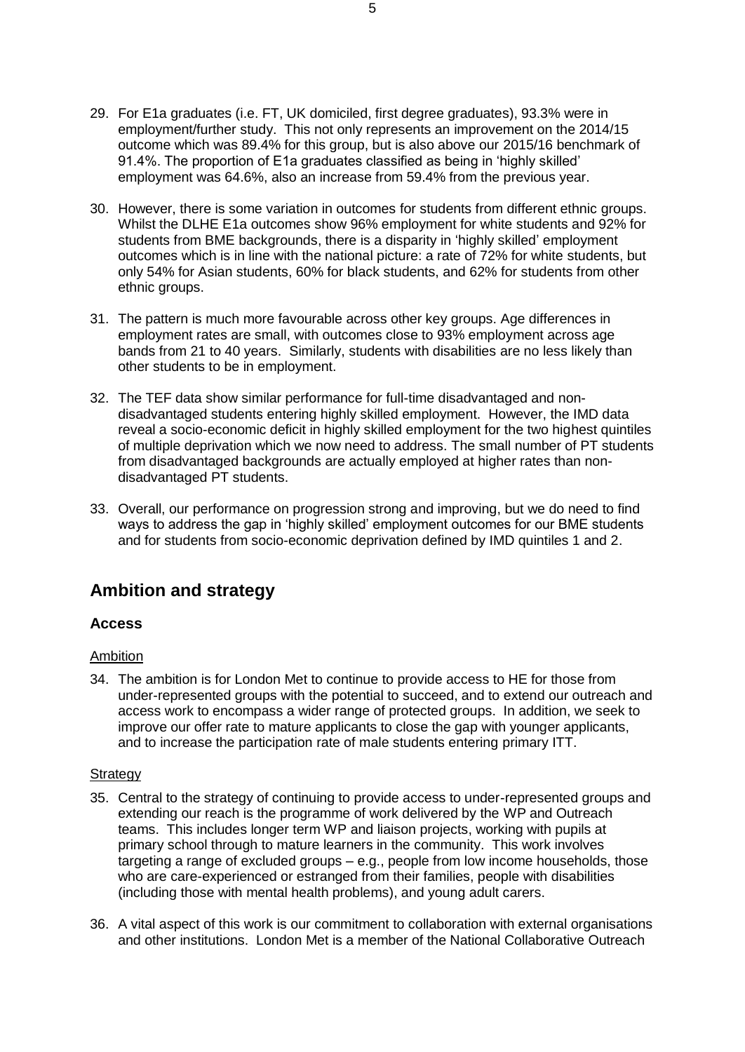29. For E1a graduates (i.e. FT, UK domiciled, first degree graduates), 93.3% were in employment/further study. This not only represents an improvement on the 2014/15 outcome which was 89.4% for this group, but is also above our 2015/16 benchmark of 91.4%. The proportion of E1a graduates classified as being in 'highly skilled' employment was 64.6%, also an increase from 59.4% from the previous year.

30. However, there is some variation in outcomes for students from different ethnic groups. Whilst the DLHE E1a outcomes show 96% employment for white students and 92% for students from BME backgrounds, there is a disparity in 'highly skilled' employment outcomes which is in line with the national picture: a rate of 72% for white students, but only 54% for Asian students, 60% for black students, and 62% for students from other ethnic groups.

31. The pattern is much more favourable across other key groups. Age differences in employment rates are small, with outcomes close to 93% employment across age bands from 21 to 40 years. Similarly, students with disabilities are no less likely than other students to be in employment.

32. The TEF data show similar performance for full-time disadvantaged and non-disadvantaged students entering highly skilled employment. However, the IMD data reveal a socio-economic deficit in highly skilled employment for the two highest quintiles of multiple deprivation which we now need to address. The small number of PT students from disadvantaged backgrounds are actually employed at higher rates than non-disadvantaged PT students.

33. Overall, our performance on progression strong and improving, but we do need to find ways to address the gap in 'highly skilled' employment outcomes for our BME students and for students from socio-economic deprivation defined by IMD quintiles 1 and 2.

## Ambition and strategy

### Access

Ambition

34. The ambition is for London Met to continue to provide access to HE for those from under-represented groups with the potential to succeed, and to extend our outreach and access work to encompass a wider range of protected groups. In addition, we seek to improve our offer rate to mature applicants to close the gap with younger applicants, and to increase the participation rate of male students entering primary ITT.

Strategy

35. Central to the strategy of continuing to provide access to under-represented groups and extending our reach is the programme of work delivered by the WP and Outreach teams. This includes longer term WP and liaison projects, working with pupils at primary school through to mature learners in the community. This work involves targeting a range of excluded groups – e.g., people from low income households, those who are care-experienced or estranged from their families, people with disabilities (including those with mental health problems), and young adult carers.

36. A vital aspect of this work is our commitment to collaboration with external organisations and other institutions. London Met is a member of the National Collaborative Outreach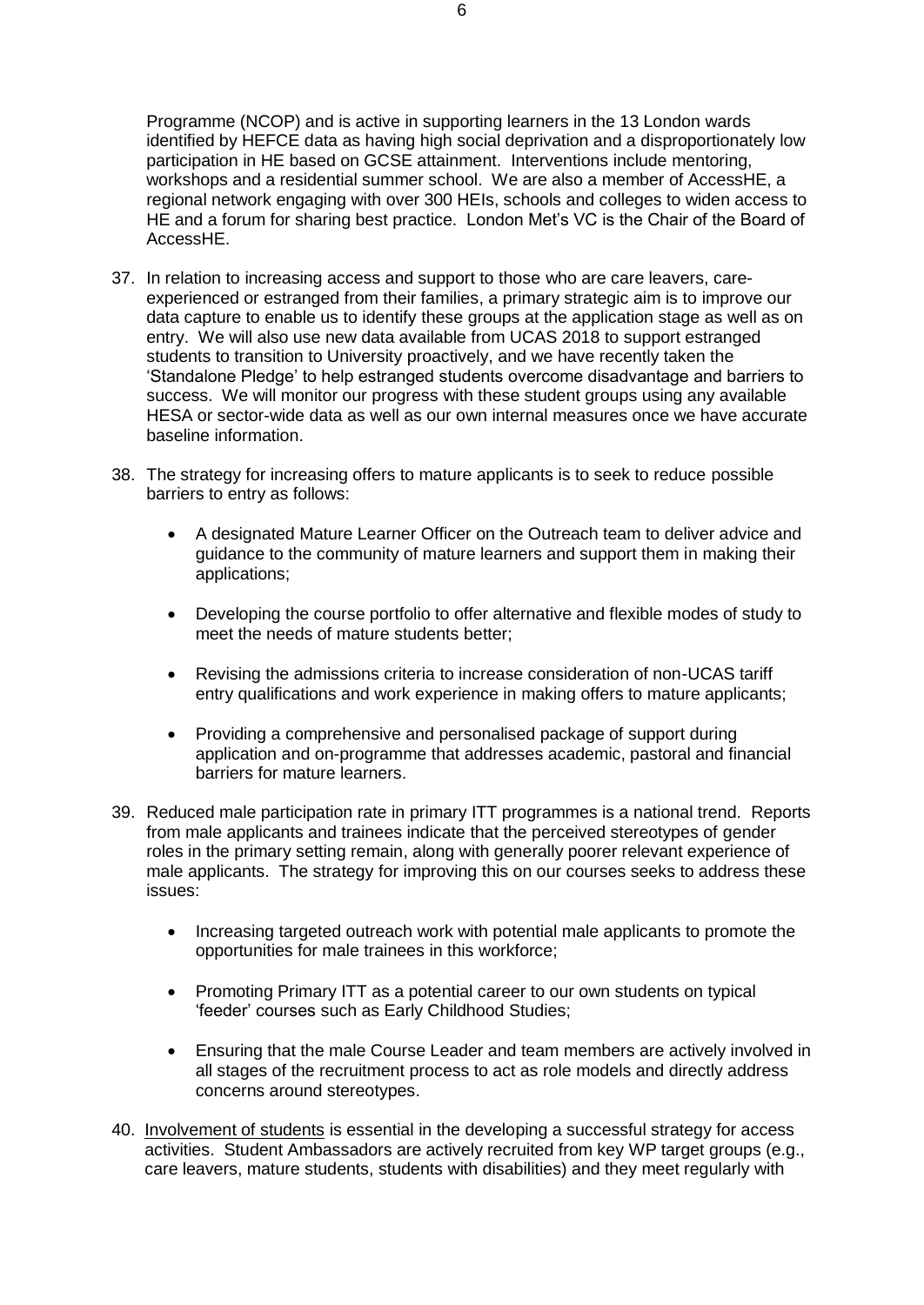Programme (NCOP) and is active in supporting learners in the 13 London wards identified by HEFCE data as having high social deprivation and a disproportionately low participation in HE based on GCSE attainment. Interventions include mentoring, workshops and a residential summer school. We are also a member of AccessHE, a regional network engaging with over 300 HEIs, schools and colleges to widen access to HE and a forum for sharing best practice. London Met's VC is the Chair of the Board of AccessHE.

37. In relation to increasing access and support to those who are care leavers, care-experienced or estranged from their families, a primary strategic aim is to improve our data capture to enable us to identify these groups at the application stage as well as on entry. We will also use new data available from UCAS 2018 to support estranged students to transition to University proactively, and we have recently taken the 'Standalone Pledge' to help estranged students overcome disadvantage and barriers to success. We will monitor our progress with these student groups using any available HESA or sector-wide data as well as our own internal measures once we have accurate baseline information.

38. The strategy for increasing offers to mature applicants is to seek to reduce possible barriers to entry as follows:

    - A designated Mature Learner Officer on the Outreach team to deliver advice and guidance to the community of mature learners and support them in making their applications;
    - Developing the course portfolio to offer alternative and flexible modes of study to meet the needs of mature students better;
    - Revising the admissions criteria to increase consideration of non-UCAS tariff entry qualifications and work experience in making offers to mature applicants;
    - Providing a comprehensive and personalised package of support during application and on-programme that addresses academic, pastoral and financial barriers for mature learners.

39. Reduced male participation rate in primary ITT programmes is a national trend. Reports from male applicants and trainees indicate that the perceived stereotypes of gender roles in the primary setting remain, along with generally poorer relevant experience of male applicants. The strategy for improving this on our courses seeks to address these issues:

    - Increasing targeted outreach work with potential male applicants to promote the opportunities for male trainees in this workforce;
    - Promoting Primary ITT as a potential career to our own students on typical 'feeder' courses such as Early Childhood Studies;
    - Ensuring that the male Course Leader and team members are actively involved in all stages of the recruitment process to act as role models and directly address concerns around stereotypes.

40. Involvement of students is essential in the developing a successful strategy for access activities. Student Ambassadors are actively recruited from key WP target groups (e.g., care leavers, mature students, students with disabilities) and they meet regularly with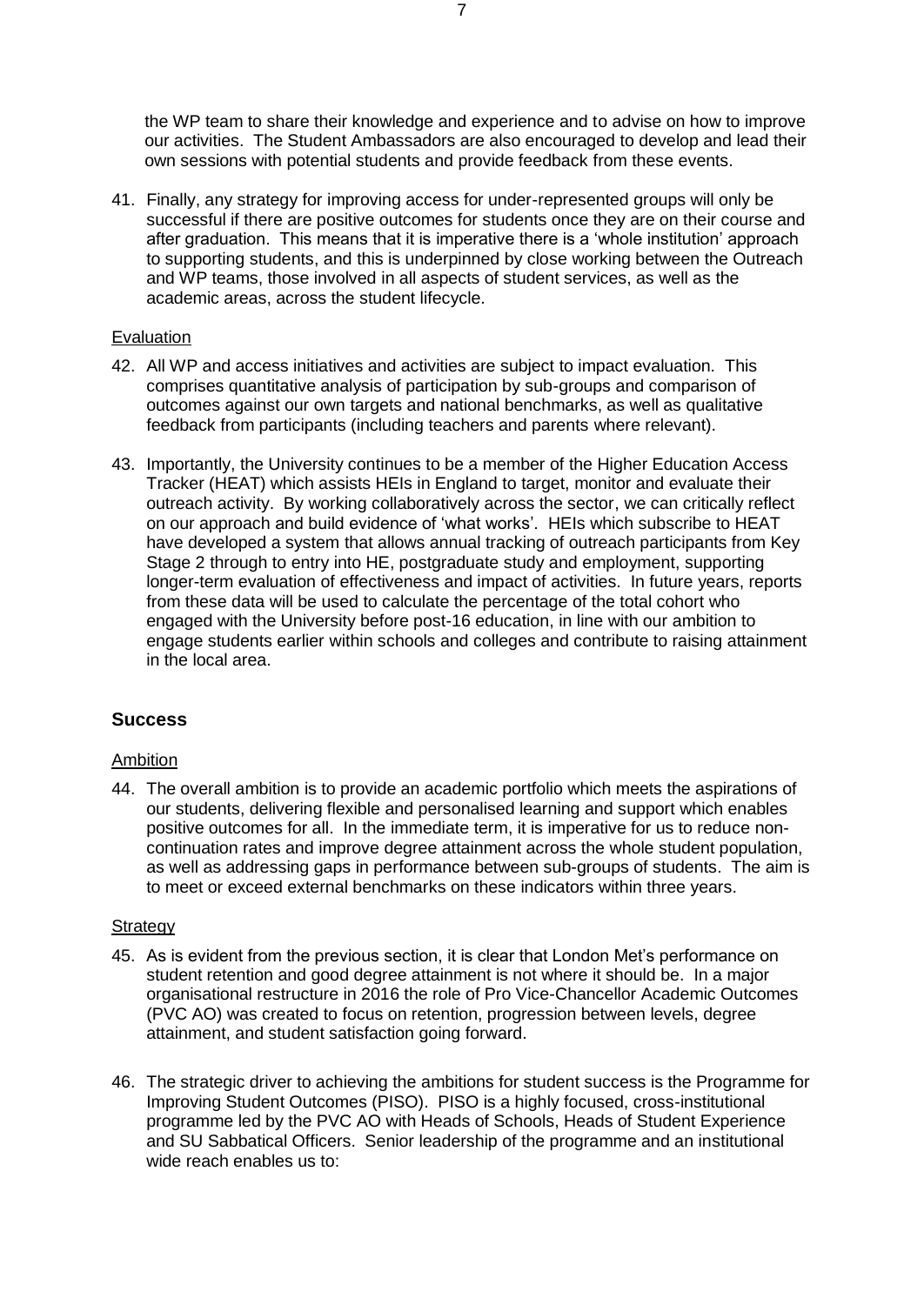the WP team to share their knowledge and experience and to advise on how to improve our activities. The Student Ambassadors are also encouraged to develop and lead their own sessions with potential students and provide feedback from these events.

41. Finally, any strategy for improving access for under-represented groups will only be successful if there are positive outcomes for students once they are on their course and after graduation. This means that it is imperative there is a 'whole institution' approach to supporting students, and this is underpinned by close working between the Outreach and WP teams, those involved in all aspects of student services, as well as the academic areas, across the student lifecycle.

Evaluation

42. All WP and access initiatives and activities are subject to impact evaluation. This comprises quantitative analysis of participation by sub-groups and comparison of outcomes against our own targets and national benchmarks, as well as qualitative feedback from participants (including teachers and parents where relevant).

43. Importantly, the University continues to be a member of the Higher Education Access Tracker (HEAT) which assists HEIs in England to target, monitor and evaluate their outreach activity. By working collaboratively across the sector, we can critically reflect on our approach and build evidence of 'what works'. HEIs which subscribe to HEAT have developed a system that allows annual tracking of outreach participants from Key Stage 2 through to entry into HE, postgraduate study and employment, supporting longer-term evaluation of effectiveness and impact of activities. In future years, reports from these data will be used to calculate the percentage of the total cohort who engaged with the University before post-16 education, in line with our ambition to engage students earlier within schools and colleges and contribute to raising attainment in the local area.

## Success

Ambition

44. The overall ambition is to provide an academic portfolio which meets the aspirations of our students, delivering flexible and personalised learning and support which enables positive outcomes for all. In the immediate term, it is imperative for us to reduce non-continuation rates and improve degree attainment across the whole student population, as well as addressing gaps in performance between sub-groups of students. The aim is to meet or exceed external benchmarks on these indicators within three years.

Strategy

45. As is evident from the previous section, it is clear that London Met's performance on student retention and good degree attainment is not where it should be. In a major organisational restructure in 2016 the role of Pro Vice-Chancellor Academic Outcomes (PVC AO) was created to focus on retention, progression between levels, degree attainment, and student satisfaction going forward.

46. The strategic driver to achieving the ambitions for student success is the Programme for Improving Student Outcomes (PISO). PISO is a highly focused, cross-institutional programme led by the PVC AO with Heads of Schools, Heads of Student Experience and SU Sabbatical Officers. Senior leadership of the programme and an institutional wide reach enables us to: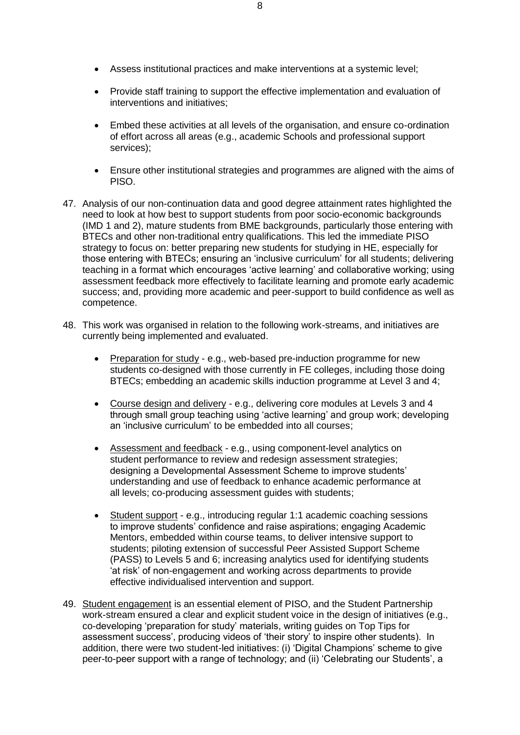- Assess institutional practices and make interventions at a systemic level;
- Provide staff training to support the effective implementation and evaluation of interventions and initiatives;
- Embed these activities at all levels of the organisation, and ensure co-ordination of effort across all areas (e.g., academic Schools and professional support services);
- Ensure other institutional strategies and programmes are aligned with the aims of PISO.

47. Analysis of our non-continuation data and good degree attainment rates highlighted the need to look at how best to support students from poor socio-economic backgrounds (IMD 1 and 2), mature students from BME backgrounds, particularly those entering with BTECs and other non-traditional entry qualifications. This led the immediate PISO strategy to focus on: better preparing new students for studying in HE, especially for those entering with BTECs; ensuring an 'inclusive curriculum' for all students; delivering teaching in a format which encourages 'active learning' and collaborative working; using assessment feedback more effectively to facilitate learning and promote early academic success; and, providing more academic and peer-support to build confidence as well as competence.

48. This work was organised in relation to the following work-streams, and initiatives are currently being implemented and evaluated.

    - Preparation for study - e.g., web-based pre-induction programme for new students co-designed with those currently in FE colleges, including those doing BTECs; embedding an academic skills induction programme at Level 3 and 4;
    - Course design and delivery - e.g., delivering core modules at Levels 3 and 4 through small group teaching using 'active learning' and group work; developing an 'inclusive curriculum' to be embedded into all courses;
    - Assessment and feedback - e.g., using component-level analytics on student performance to review and redesign assessment strategies; designing a Developmental Assessment Scheme to improve students' understanding and use of feedback to enhance academic performance at all levels; co-producing assessment guides with students;
    - Student support - e.g., introducing regular 1:1 academic coaching sessions to improve students' confidence and raise aspirations; engaging Academic Mentors, embedded within course teams, to deliver intensive support to students; piloting extension of successful Peer Assisted Support Scheme (PASS) to Levels 5 and 6; increasing analytics used for identifying students 'at risk' of non-engagement and working across departments to provide effective individualised intervention and support.

49. Student engagement is an essential element of PISO, and the Student Partnership work-stream ensured a clear and explicit student voice in the design of initiatives (e.g., co-developing 'preparation for study' materials, writing guides on Top Tips for assessment success', producing videos of 'their story' to inspire other students). In addition, there were two student-led initiatives: (i) 'Digital Champions' scheme to give peer-to-peer support with a range of technology; and (ii) 'Celebrating our Students', a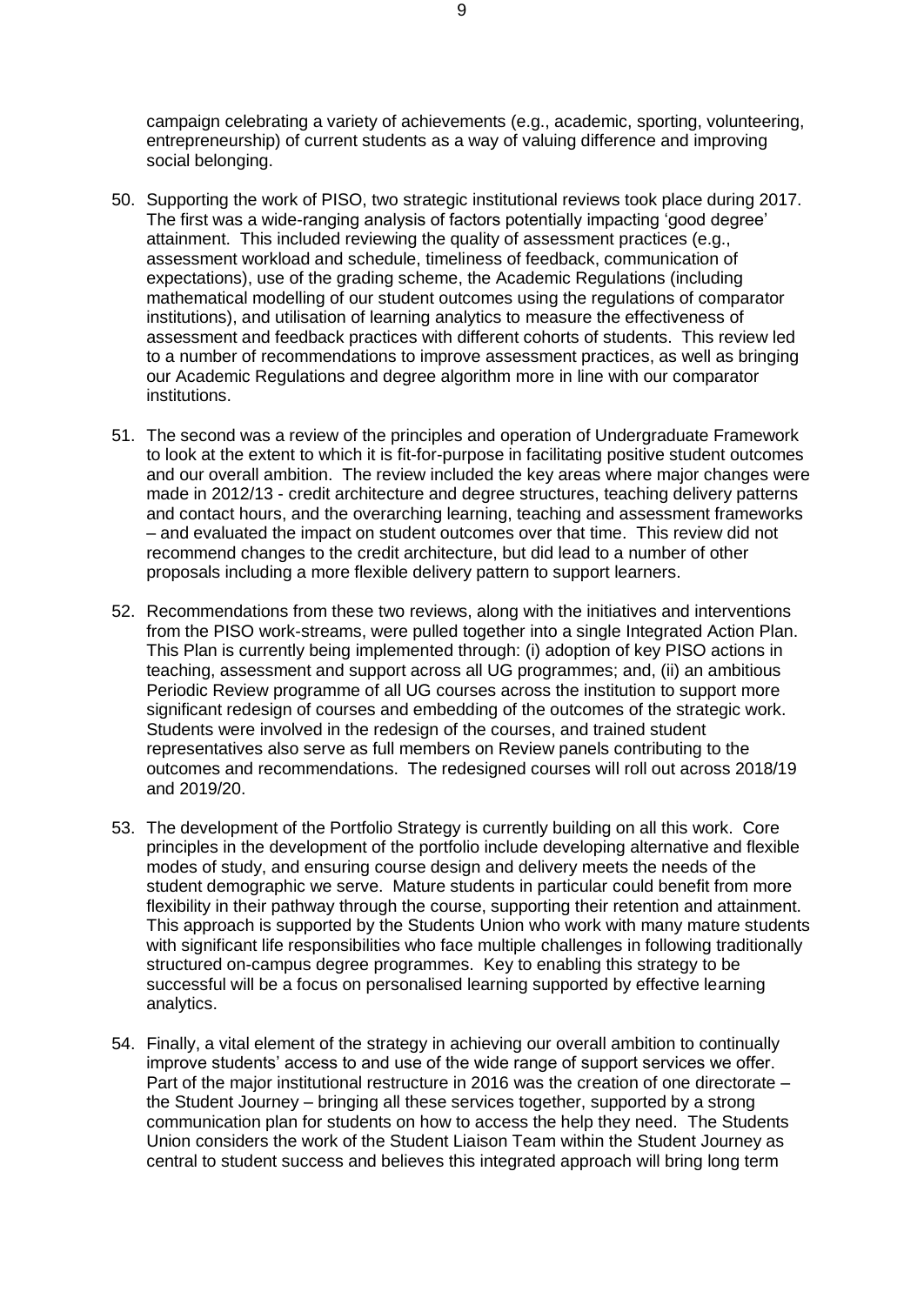campaign celebrating a variety of achievements (e.g., academic, sporting, volunteering, entrepreneurship) of current students as a way of valuing difference and improving social belonging.

50. Supporting the work of PISO, two strategic institutional reviews took place during 2017. The first was a wide-ranging analysis of factors potentially impacting 'good degree' attainment. This included reviewing the quality of assessment practices (e.g., assessment workload and schedule, timeliness of feedback, communication of expectations), use of the grading scheme, the Academic Regulations (including mathematical modelling of our student outcomes using the regulations of comparator institutions), and utilisation of learning analytics to measure the effectiveness of assessment and feedback practices with different cohorts of students. This review led to a number of recommendations to improve assessment practices, as well as bringing our Academic Regulations and degree algorithm more in line with our comparator institutions.

51. The second was a review of the principles and operation of Undergraduate Framework to look at the extent to which it is fit-for-purpose in facilitating positive student outcomes and our overall ambition. The review included the key areas where major changes were made in 2012/13 - credit architecture and degree structures, teaching delivery patterns and contact hours, and the overarching learning, teaching and assessment frameworks – and evaluated the impact on student outcomes over that time. This review did not recommend changes to the credit architecture, but did lead to a number of other proposals including a more flexible delivery pattern to support learners.

52. Recommendations from these two reviews, along with the initiatives and interventions from the PISO work-streams, were pulled together into a single Integrated Action Plan. This Plan is currently being implemented through: (i) adoption of key PISO actions in teaching, assessment and support across all UG programmes; and, (ii) an ambitious Periodic Review programme of all UG courses across the institution to support more significant redesign of courses and embedding of the outcomes of the strategic work. Students were involved in the redesign of the courses, and trained student representatives also serve as full members on Review panels contributing to the outcomes and recommendations. The redesigned courses will roll out across 2018/19 and 2019/20.

53. The development of the Portfolio Strategy is currently building on all this work. Core principles in the development of the portfolio include developing alternative and flexible modes of study, and ensuring course design and delivery meets the needs of the student demographic we serve. Mature students in particular could benefit from more flexibility in their pathway through the course, supporting their retention and attainment. This approach is supported by the Students Union who work with many mature students with significant life responsibilities who face multiple challenges in following traditionally structured on-campus degree programmes. Key to enabling this strategy to be successful will be a focus on personalised learning supported by effective learning analytics.

54. Finally, a vital element of the strategy in achieving our overall ambition to continually improve students' access to and use of the wide range of support services we offer. Part of the major institutional restructure in 2016 was the creation of one directorate – the Student Journey – bringing all these services together, supported by a strong communication plan for students on how to access the help they need. The Students Union considers the work of the Student Liaison Team within the Student Journey as central to student success and believes this integrated approach will bring long term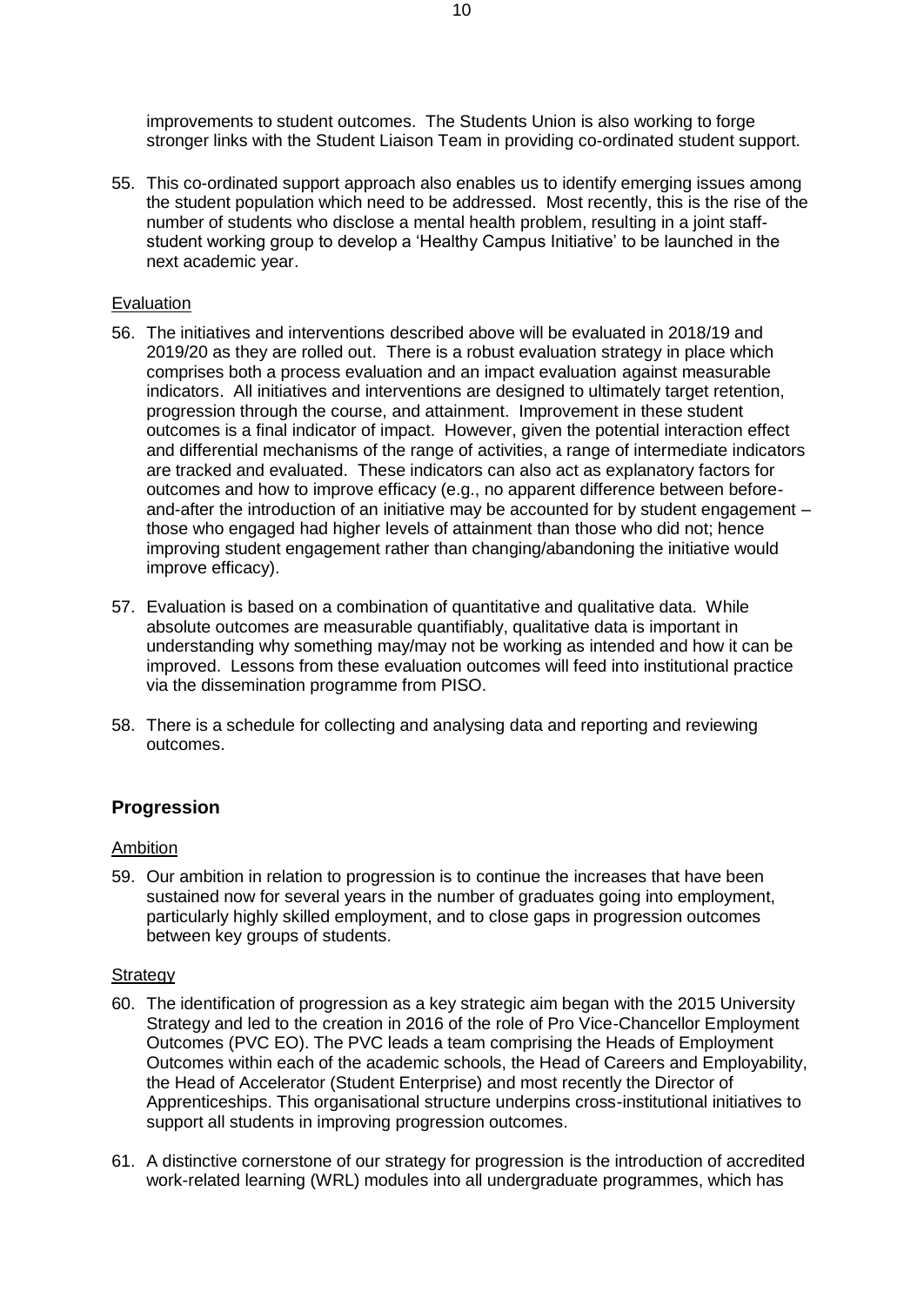improvements to student outcomes. The Students Union is also working to forge stronger links with the Student Liaison Team in providing co-ordinated student support.

55. This co-ordinated support approach also enables us to identify emerging issues among the student population which need to be addressed. Most recently, this is the rise of the number of students who disclose a mental health problem, resulting in a joint staff-student working group to develop a 'Healthy Campus Initiative' to be launched in the next academic year.

Evaluation

56. The initiatives and interventions described above will be evaluated in 2018/19 and 2019/20 as they are rolled out. There is a robust evaluation strategy in place which comprises both a process evaluation and an impact evaluation against measurable indicators. All initiatives and interventions are designed to ultimately target retention, progression through the course, and attainment. Improvement in these student outcomes is a final indicator of impact. However, given the potential interaction effect and differential mechanisms of the range of activities, a range of intermediate indicators are tracked and evaluated. These indicators can also act as explanatory factors for outcomes and how to improve efficacy (e.g., no apparent difference between before-and-after the introduction of an initiative may be accounted for by student engagement – those who engaged had higher levels of attainment than those who did not; hence improving student engagement rather than changing/abandoning the initiative would improve efficacy).

57. Evaluation is based on a combination of quantitative and qualitative data. While absolute outcomes are measurable quantifiably, qualitative data is important in understanding why something may/may not be working as intended and how it can be improved. Lessons from these evaluation outcomes will feed into institutional practice via the dissemination programme from PISO.

58. There is a schedule for collecting and analysing data and reporting and reviewing outcomes.

## Progression

Ambition

59. Our ambition in relation to progression is to continue the increases that have been sustained now for several years in the number of graduates going into employment, particularly highly skilled employment, and to close gaps in progression outcomes between key groups of students.

Strategy

60. The identification of progression as a key strategic aim began with the 2015 University Strategy and led to the creation in 2016 of the role of Pro Vice-Chancellor Employment Outcomes (PVC EO). The PVC leads a team comprising the Heads of Employment Outcomes within each of the academic schools, the Head of Careers and Employability, the Head of Accelerator (Student Enterprise) and most recently the Director of Apprenticeships. This organisational structure underpins cross-institutional initiatives to support all students in improving progression outcomes.

61. A distinctive cornerstone of our strategy for progression is the introduction of accredited work-related learning (WRL) modules into all undergraduate programmes, which has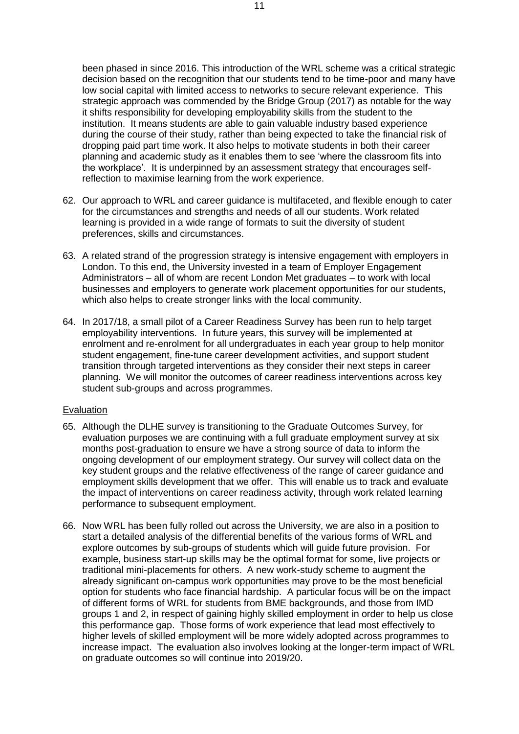been phased in since 2016. This introduction of the WRL scheme was a critical strategic decision based on the recognition that our students tend to be time-poor and many have low social capital with limited access to networks to secure relevant experience. This strategic approach was commended by the Bridge Group (2017) as notable for the way it shifts responsibility for developing employability skills from the student to the institution. It means students are able to gain valuable industry based experience during the course of their study, rather than being expected to take the financial risk of dropping paid part time work. It also helps to motivate students in both their career planning and academic study as it enables them to see 'where the classroom fits into the workplace'. It is underpinned by an assessment strategy that encourages self-reflection to maximise learning from the work experience.

62. Our approach to WRL and career guidance is multifaceted, and flexible enough to cater for the circumstances and strengths and needs of all our students. Work related learning is provided in a wide range of formats to suit the diversity of student preferences, skills and circumstances.

63. A related strand of the progression strategy is intensive engagement with employers in London. To this end, the University invested in a team of Employer Engagement Administrators – all of whom are recent London Met graduates – to work with local businesses and employers to generate work placement opportunities for our students, which also helps to create stronger links with the local community.

64. In 2017/18, a small pilot of a Career Readiness Survey has been run to help target employability interventions. In future years, this survey will be implemented at enrolment and re-enrolment for all undergraduates in each year group to help monitor student engagement, fine-tune career development activities, and support student transition through targeted interventions as they consider their next steps in career planning. We will monitor the outcomes of career readiness interventions across key student sub-groups and across programmes.

<u>Evaluation</u>

65. Although the DLHE survey is transitioning to the Graduate Outcomes Survey, for evaluation purposes we are continuing with a full graduate employment survey at six months post-graduation to ensure we have a strong source of data to inform the ongoing development of our employment strategy. Our survey will collect data on the key student groups and the relative effectiveness of the range of career guidance and employment skills development that we offer. This will enable us to track and evaluate the impact of interventions on career readiness activity, through work related learning performance to subsequent employment.

66. Now WRL has been fully rolled out across the University, we are also in a position to start a detailed analysis of the differential benefits of the various forms of WRL and explore outcomes by sub-groups of students which will guide future provision. For example, business start-up skills may be the optimal format for some, live projects or traditional mini-placements for others. A new work-study scheme to augment the already significant on-campus work opportunities may prove to be the most beneficial option for students who face financial hardship. A particular focus will be on the impact of different forms of WRL for students from BME backgrounds, and those from IMD groups 1 and 2, in respect of gaining highly skilled employment in order to help us close this performance gap. Those forms of work experience that lead most effectively to higher levels of skilled employment will be more widely adopted across programmes to increase impact. The evaluation also involves looking at the longer-term impact of WRL on graduate outcomes so will continue into 2019/20.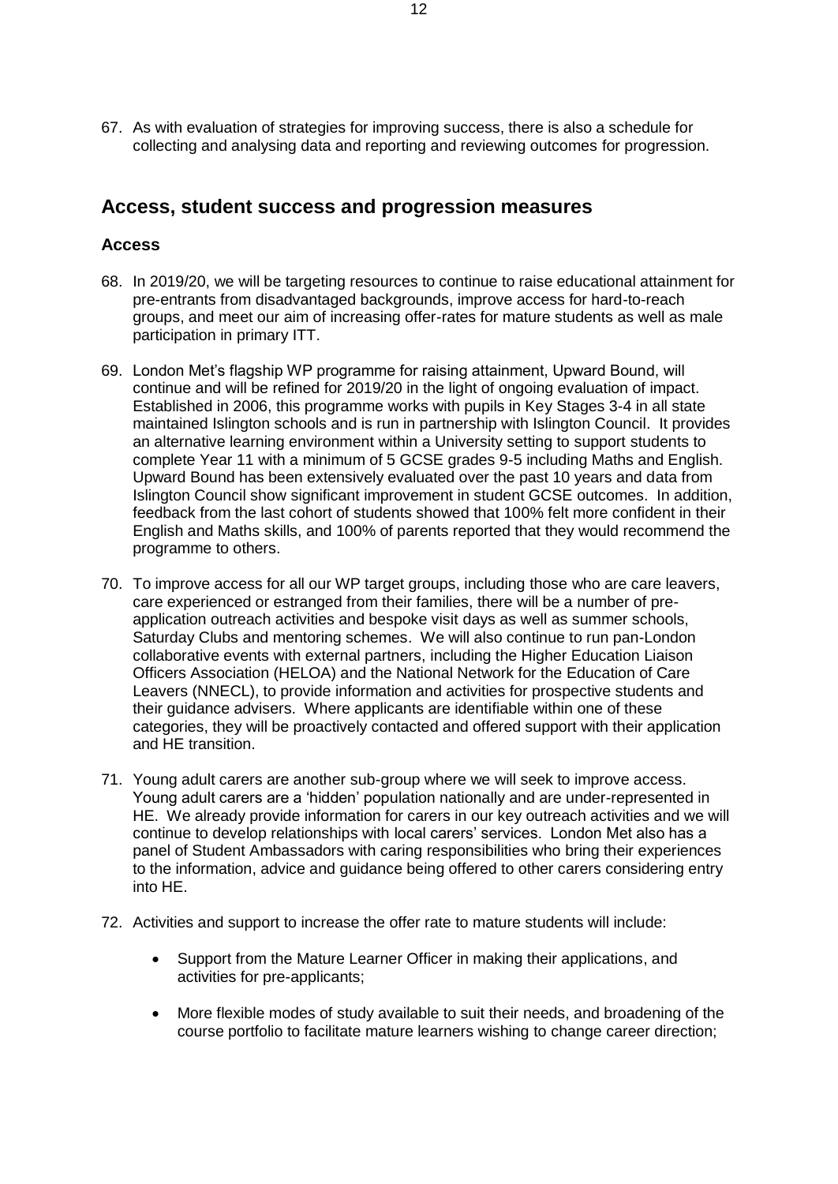67. As with evaluation of strategies for improving success, there is also a schedule for collecting and analysing data and reporting and reviewing outcomes for progression.

## Access, student success and progression measures

### Access

68. In 2019/20, we will be targeting resources to continue to raise educational attainment for pre-entrants from disadvantaged backgrounds, improve access for hard-to-reach groups, and meet our aim of increasing offer-rates for mature students as well as male participation in primary ITT.

69. London Met's flagship WP programme for raising attainment, Upward Bound, will continue and will be refined for 2019/20 in the light of ongoing evaluation of impact. Established in 2006, this programme works with pupils in Key Stages 3-4 in all state maintained Islington schools and is run in partnership with Islington Council. It provides an alternative learning environment within a University setting to support students to complete Year 11 with a minimum of 5 GCSE grades 9-5 including Maths and English. Upward Bound has been extensively evaluated over the past 10 years and data from Islington Council show significant improvement in student GCSE outcomes. In addition, feedback from the last cohort of students showed that 100% felt more confident in their English and Maths skills, and 100% of parents reported that they would recommend the programme to others.

70. To improve access for all our WP target groups, including those who are care leavers, care experienced or estranged from their families, there will be a number of pre-application outreach activities and bespoke visit days as well as summer schools, Saturday Clubs and mentoring schemes. We will also continue to run pan-London collaborative events with external partners, including the Higher Education Liaison Officers Association (HELOA) and the National Network for the Education of Care Leavers (NNECL), to provide information and activities for prospective students and their guidance advisers. Where applicants are identifiable within one of these categories, they will be proactively contacted and offered support with their application and HE transition.

71. Young adult carers are another sub-group where we will seek to improve access. Young adult carers are a 'hidden' population nationally and are under-represented in HE. We already provide information for carers in our key outreach activities and we will continue to develop relationships with local carers' services. London Met also has a panel of Student Ambassadors with caring responsibilities who bring their experiences to the information, advice and guidance being offered to other carers considering entry into HE.

72. Activities and support to increase the offer rate to mature students will include:

    - Support from the Mature Learner Officer in making their applications, and activities for pre-applicants;

    - More flexible modes of study available to suit their needs, and broadening of the course portfolio to facilitate mature learners wishing to change career direction;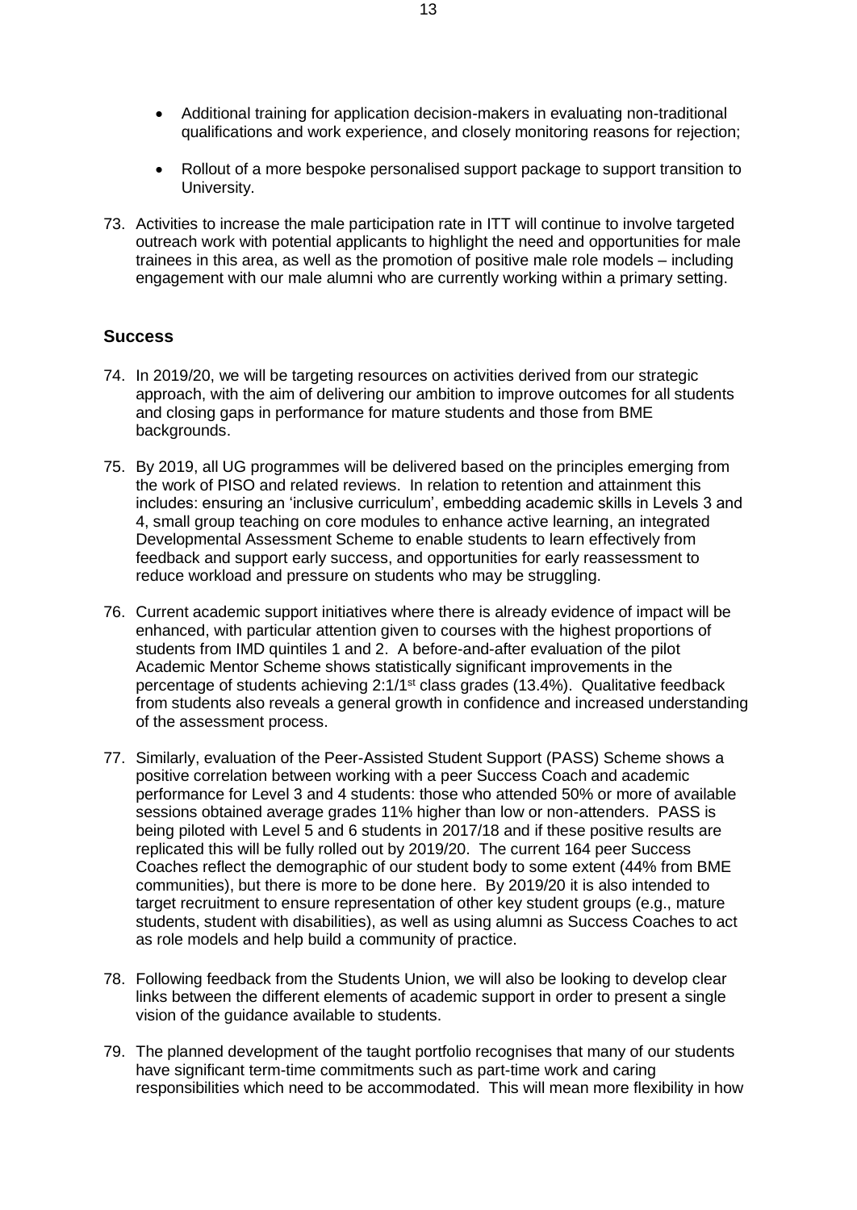- Additional training for application decision-makers in evaluating non-traditional qualifications and work experience, and closely monitoring reasons for rejection;

- Rollout of a more bespoke personalised support package to support transition to University.

73. Activities to increase the male participation rate in ITT will continue to involve targeted outreach work with potential applicants to highlight the need and opportunities for male trainees in this area, as well as the promotion of positive male role models – including engagement with our male alumni who are currently working within a primary setting.

## Success

74. In 2019/20, we will be targeting resources on activities derived from our strategic approach, with the aim of delivering our ambition to improve outcomes for all students and closing gaps in performance for mature students and those from BME backgrounds.

75. By 2019, all UG programmes will be delivered based on the principles emerging from the work of PISO and related reviews. In relation to retention and attainment this includes: ensuring an 'inclusive curriculum', embedding academic skills in Levels 3 and 4, small group teaching on core modules to enhance active learning, an integrated Developmental Assessment Scheme to enable students to learn effectively from feedback and support early success, and opportunities for early reassessment to reduce workload and pressure on students who may be struggling.

76. Current academic support initiatives where there is already evidence of impact will be enhanced, with particular attention given to courses with the highest proportions of students from IMD quintiles 1 and 2. A before-and-after evaluation of the pilot Academic Mentor Scheme shows statistically significant improvements in the percentage of students achieving 2:1/1st class grades (13.4%). Qualitative feedback from students also reveals a general growth in confidence and increased understanding of the assessment process.

77. Similarly, evaluation of the Peer-Assisted Student Support (PASS) Scheme shows a positive correlation between working with a peer Success Coach and academic performance for Level 3 and 4 students: those who attended 50% or more of available sessions obtained average grades 11% higher than low or non-attenders. PASS is being piloted with Level 5 and 6 students in 2017/18 and if these positive results are replicated this will be fully rolled out by 2019/20. The current 164 peer Success Coaches reflect the demographic of our student body to some extent (44% from BME communities), but there is more to be done here. By 2019/20 it is also intended to target recruitment to ensure representation of other key student groups (e.g., mature students, student with disabilities), as well as using alumni as Success Coaches to act as role models and help build a community of practice.

78. Following feedback from the Students Union, we will also be looking to develop clear links between the different elements of academic support in order to present a single vision of the guidance available to students.

79. The planned development of the taught portfolio recognises that many of our students have significant term-time commitments such as part-time work and caring responsibilities which need to be accommodated. This will mean more flexibility in how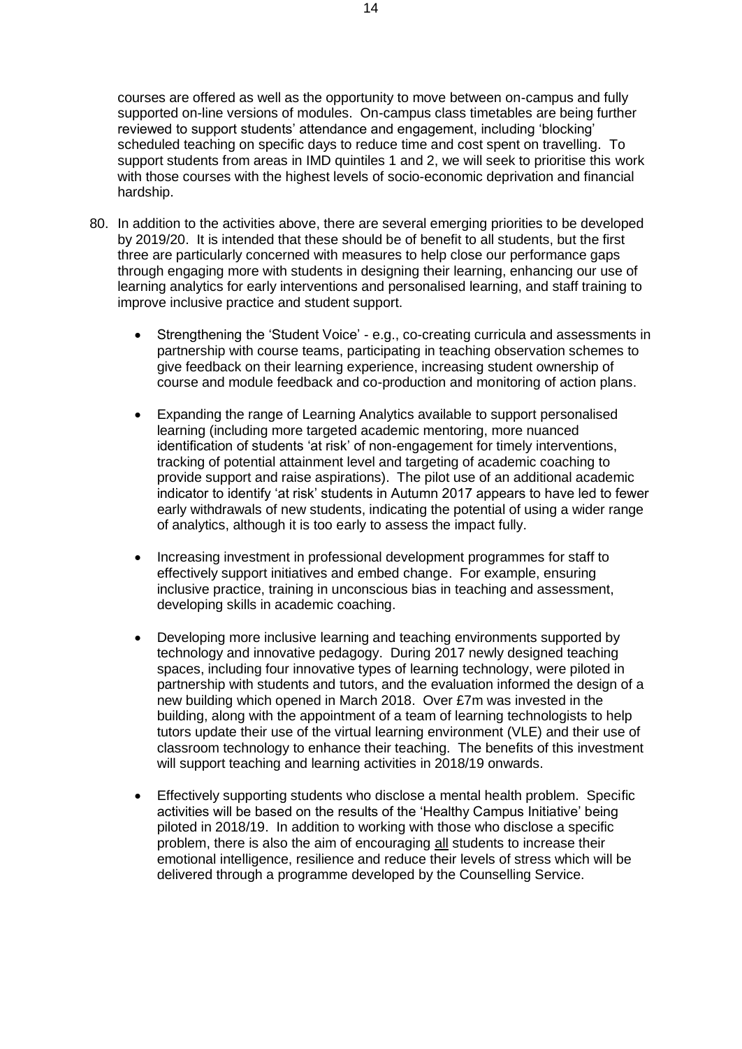courses are offered as well as the opportunity to move between on-campus and fully supported on-line versions of modules. On-campus class timetables are being further reviewed to support students' attendance and engagement, including 'blocking' scheduled teaching on specific days to reduce time and cost spent on travelling. To support students from areas in IMD quintiles 1 and 2, we will seek to prioritise this work with those courses with the highest levels of socio-economic deprivation and financial hardship.

80. In addition to the activities above, there are several emerging priorities to be developed by 2019/20. It is intended that these should be of benefit to all students, but the first three are particularly concerned with measures to help close our performance gaps through engaging more with students in designing their learning, enhancing our use of learning analytics for early interventions and personalised learning, and staff training to improve inclusive practice and student support.

    - Strengthening the 'Student Voice' - e.g., co-creating curricula and assessments in partnership with course teams, participating in teaching observation schemes to give feedback on their learning experience, increasing student ownership of course and module feedback and co-production and monitoring of action plans.

    - Expanding the range of Learning Analytics available to support personalised learning (including more targeted academic mentoring, more nuanced identification of students 'at risk' of non-engagement for timely interventions, tracking of potential attainment level and targeting of academic coaching to provide support and raise aspirations). The pilot use of an additional academic indicator to identify 'at risk' students in Autumn 2017 appears to have led to fewer early withdrawals of new students, indicating the potential of using a wider range of analytics, although it is too early to assess the impact fully.

    - Increasing investment in professional development programmes for staff to effectively support initiatives and embed change. For example, ensuring inclusive practice, training in unconscious bias in teaching and assessment, developing skills in academic coaching.

    - Developing more inclusive learning and teaching environments supported by technology and innovative pedagogy. During 2017 newly designed teaching spaces, including four innovative types of learning technology, were piloted in partnership with students and tutors, and the evaluation informed the design of a new building which opened in March 2018. Over £7m was invested in the building, along with the appointment of a team of learning technologists to help tutors update their use of the virtual learning environment (VLE) and their use of classroom technology to enhance their teaching. The benefits of this investment will support teaching and learning activities in 2018/19 onwards.

    - Effectively supporting students who disclose a mental health problem. Specific activities will be based on the results of the 'Healthy Campus Initiative' being piloted in 2018/19. In addition to working with those who disclose a specific problem, there is also the aim of encouraging <u>all</u> students to increase their emotional intelligence, resilience and reduce their levels of stress which will be delivered through a programme developed by the Counselling Service.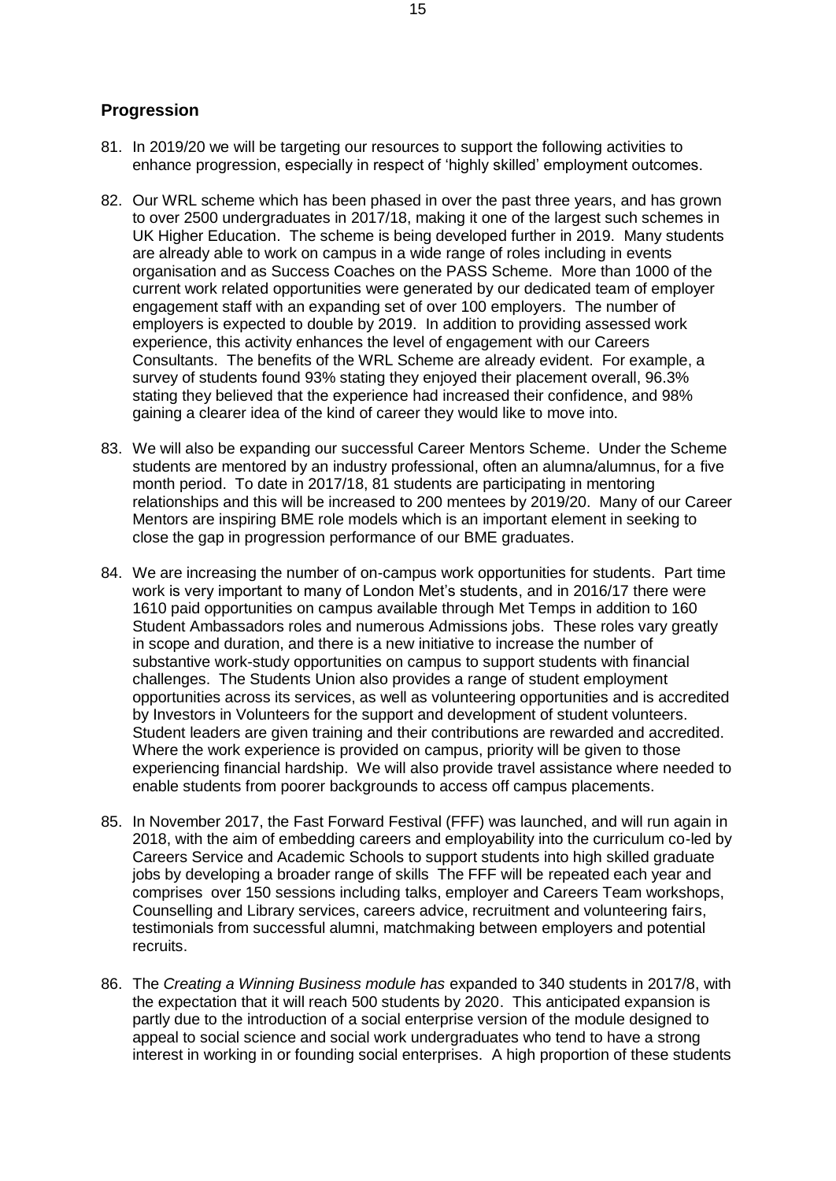## Progression

81. In 2019/20 we will be targeting our resources to support the following activities to enhance progression, especially in respect of 'highly skilled' employment outcomes.

82. Our WRL scheme which has been phased in over the past three years, and has grown to over 2500 undergraduates in 2017/18, making it one of the largest such schemes in UK Higher Education. The scheme is being developed further in 2019. Many students are already able to work on campus in a wide range of roles including in events organisation and as Success Coaches on the PASS Scheme. More than 1000 of the current work related opportunities were generated by our dedicated team of employer engagement staff with an expanding set of over 100 employers. The number of employers is expected to double by 2019. In addition to providing assessed work experience, this activity enhances the level of engagement with our Careers Consultants. The benefits of the WRL Scheme are already evident. For example, a survey of students found 93% stating they enjoyed their placement overall, 96.3% stating they believed that the experience had increased their confidence, and 98% gaining a clearer idea of the kind of career they would like to move into.

83. We will also be expanding our successful Career Mentors Scheme. Under the Scheme students are mentored by an industry professional, often an alumna/alumnus, for a five month period. To date in 2017/18, 81 students are participating in mentoring relationships and this will be increased to 200 mentees by 2019/20. Many of our Career Mentors are inspiring BME role models which is an important element in seeking to close the gap in progression performance of our BME graduates.

84. We are increasing the number of on-campus work opportunities for students. Part time work is very important to many of London Met's students, and in 2016/17 there were 1610 paid opportunities on campus available through Met Temps in addition to 160 Student Ambassadors roles and numerous Admissions jobs. These roles vary greatly in scope and duration, and there is a new initiative to increase the number of substantive work-study opportunities on campus to support students with financial challenges. The Students Union also provides a range of student employment opportunities across its services, as well as volunteering opportunities and is accredited by Investors in Volunteers for the support and development of student volunteers. Student leaders are given training and their contributions are rewarded and accredited. Where the work experience is provided on campus, priority will be given to those experiencing financial hardship. We will also provide travel assistance where needed to enable students from poorer backgrounds to access off campus placements.

85. In November 2017, the Fast Forward Festival (FFF) was launched, and will run again in 2018, with the aim of embedding careers and employability into the curriculum co-led by Careers Service and Academic Schools to support students into high skilled graduate jobs by developing a broader range of skills The FFF will be repeated each year and comprises over 150 sessions including talks, employer and Careers Team workshops, Counselling and Library services, careers advice, recruitment and volunteering fairs, testimonials from successful alumni, matchmaking between employers and potential recruits.

86. The *Creating a Winning Business module has* expanded to 340 students in 2017/8, with the expectation that it will reach 500 students by 2020. This anticipated expansion is partly due to the introduction of a social enterprise version of the module designed to appeal to social science and social work undergraduates who tend to have a strong interest in working in or founding social enterprises. A high proportion of these students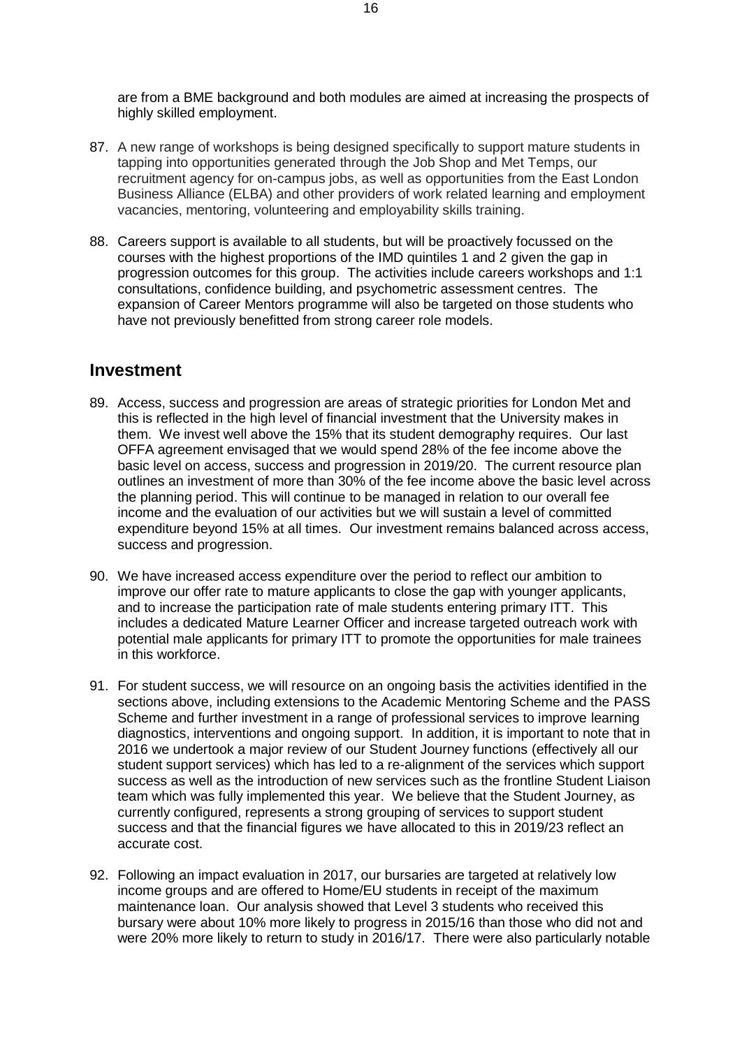are from a BME background and both modules are aimed at increasing the prospects of highly skilled employment.

87. A new range of workshops is being designed specifically to support mature students in tapping into opportunities generated through the Job Shop and Met Temps, our recruitment agency for on-campus jobs, as well as opportunities from the East London Business Alliance (ELBA) and other providers of work related learning and employment vacancies, mentoring, volunteering and employability skills training.

88. Careers support is available to all students, but will be proactively focussed on the courses with the highest proportions of the IMD quintiles 1 and 2 given the gap in progression outcomes for this group. The activities include careers workshops and 1:1 consultations, confidence building, and psychometric assessment centres. The expansion of Career Mentors programme will also be targeted on those students who have not previously benefitted from strong career role models.

## Investment

89. Access, success and progression are areas of strategic priorities for London Met and this is reflected in the high level of financial investment that the University makes in them. We invest well above the 15% that its student demography requires. Our last OFFA agreement envisaged that we would spend 28% of the fee income above the basic level on access, success and progression in 2019/20. The current resource plan outlines an investment of more than 30% of the fee income above the basic level across the planning period. This will continue to be managed in relation to our overall fee income and the evaluation of our activities but we will sustain a level of committed expenditure beyond 15% at all times. Our investment remains balanced across access, success and progression.

90. We have increased access expenditure over the period to reflect our ambition to improve our offer rate to mature applicants to close the gap with younger applicants, and to increase the participation rate of male students entering primary ITT. This includes a dedicated Mature Learner Officer and increase targeted outreach work with potential male applicants for primary ITT to promote the opportunities for male trainees in this workforce.

91. For student success, we will resource on an ongoing basis the activities identified in the sections above, including extensions to the Academic Mentoring Scheme and the PASS Scheme and further investment in a range of professional services to improve learning diagnostics, interventions and ongoing support. In addition, it is important to note that in 2016 we undertook a major review of our Student Journey functions (effectively all our student support services) which has led to a re-alignment of the services which support success as well as the introduction of new services such as the frontline Student Liaison team which was fully implemented this year. We believe that the Student Journey, as currently configured, represents a strong grouping of services to support student success and that the financial figures we have allocated to this in 2019/23 reflect an accurate cost.

92. Following an impact evaluation in 2017, our bursaries are targeted at relatively low income groups and are offered to Home/EU students in receipt of the maximum maintenance loan. Our analysis showed that Level 3 students who received this bursary were about 10% more likely to progress in 2015/16 than those who did not and were 20% more likely to return to study in 2016/17. There were also particularly notable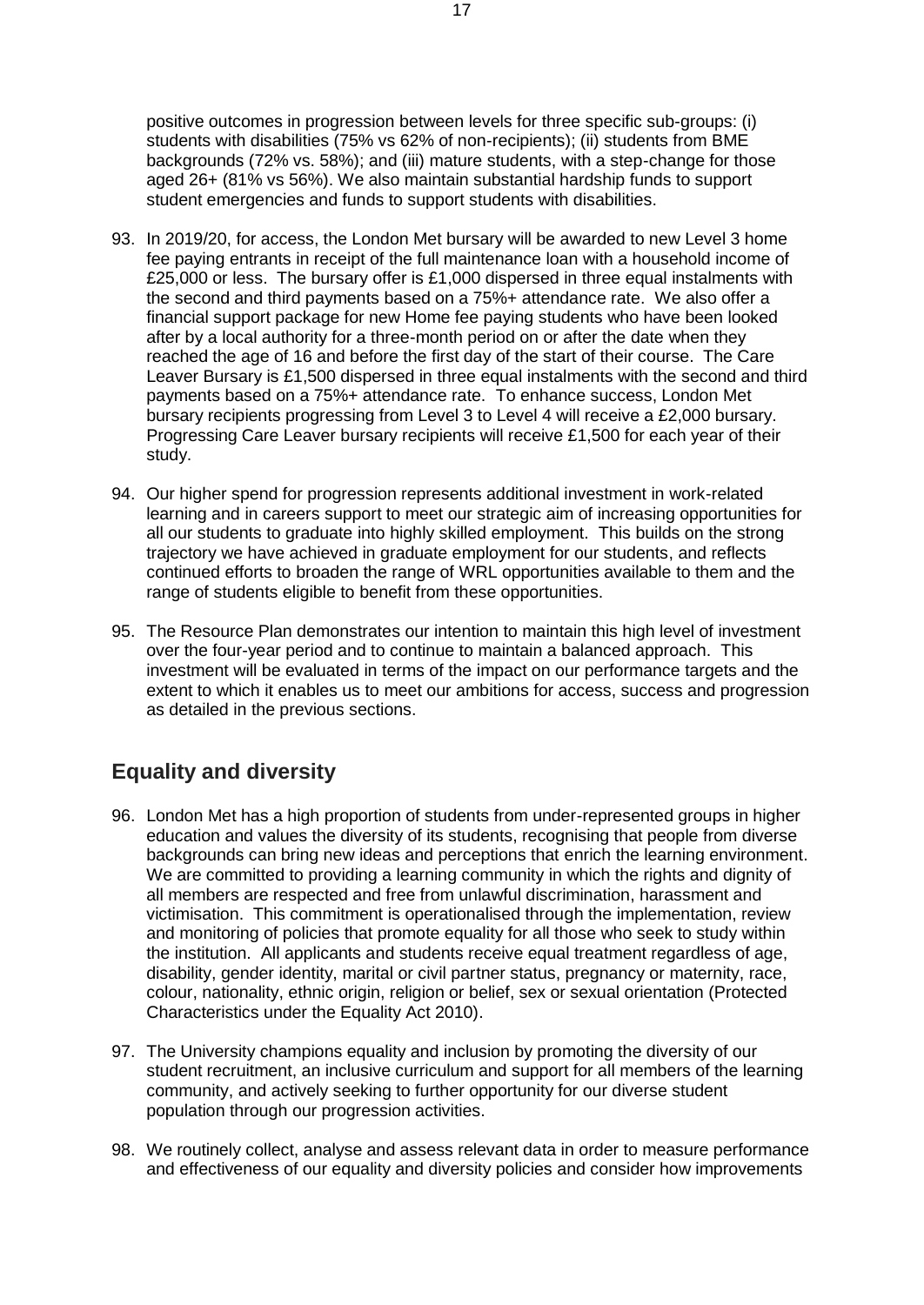positive outcomes in progression between levels for three specific sub-groups: (i) students with disabilities (75% vs 62% of non-recipients); (ii) students from BME backgrounds (72% vs. 58%); and (iii) mature students, with a step-change for those aged 26+ (81% vs 56%). We also maintain substantial hardship funds to support student emergencies and funds to support students with disabilities.

93. In 2019/20, for access, the London Met bursary will be awarded to new Level 3 home fee paying entrants in receipt of the full maintenance loan with a household income of £25,000 or less. The bursary offer is £1,000 dispersed in three equal instalments with the second and third payments based on a 75%+ attendance rate. We also offer a financial support package for new Home fee paying students who have been looked after by a local authority for a three-month period on or after the date when they reached the age of 16 and before the first day of the start of their course. The Care Leaver Bursary is £1,500 dispersed in three equal instalments with the second and third payments based on a 75%+ attendance rate. To enhance success, London Met bursary recipients progressing from Level 3 to Level 4 will receive a £2,000 bursary. Progressing Care Leaver bursary recipients will receive £1,500 for each year of their study.

94. Our higher spend for progression represents additional investment in work-related learning and in careers support to meet our strategic aim of increasing opportunities for all our students to graduate into highly skilled employment. This builds on the strong trajectory we have achieved in graduate employment for our students, and reflects continued efforts to broaden the range of WRL opportunities available to them and the range of students eligible to benefit from these opportunities.

95. The Resource Plan demonstrates our intention to maintain this high level of investment over the four-year period and to continue to maintain a balanced approach. This investment will be evaluated in terms of the impact on our performance targets and the extent to which it enables us to meet our ambitions for access, success and progression as detailed in the previous sections.

## Equality and diversity

96. London Met has a high proportion of students from under-represented groups in higher education and values the diversity of its students, recognising that people from diverse backgrounds can bring new ideas and perceptions that enrich the learning environment. We are committed to providing a learning community in which the rights and dignity of all members are respected and free from unlawful discrimination, harassment and victimisation. This commitment is operationalised through the implementation, review and monitoring of policies that promote equality for all those who seek to study within the institution. All applicants and students receive equal treatment regardless of age, disability, gender identity, marital or civil partner status, pregnancy or maternity, race, colour, nationality, ethnic origin, religion or belief, sex or sexual orientation (Protected Characteristics under the Equality Act 2010).

97. The University champions equality and inclusion by promoting the diversity of our student recruitment, an inclusive curriculum and support for all members of the learning community, and actively seeking to further opportunity for our diverse student population through our progression activities.

98. We routinely collect, analyse and assess relevant data in order to measure performance and effectiveness of our equality and diversity policies and consider how improvements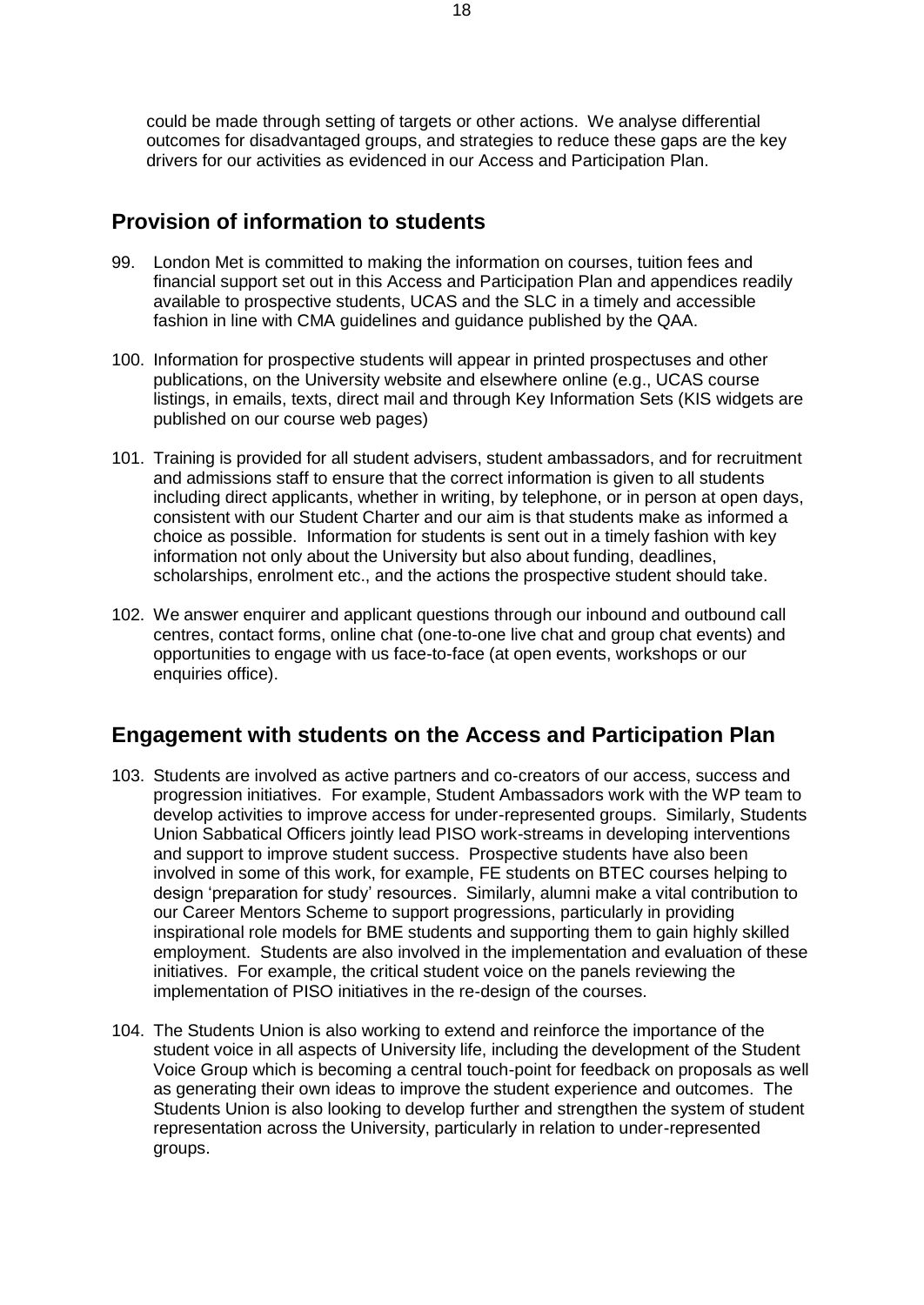could be made through setting of targets or other actions. We analyse differential outcomes for disadvantaged groups, and strategies to reduce these gaps are the key drivers for our activities as evidenced in our Access and Participation Plan.

## Provision of information to students

99. London Met is committed to making the information on courses, tuition fees and financial support set out in this Access and Participation Plan and appendices readily available to prospective students, UCAS and the SLC in a timely and accessible fashion in line with CMA guidelines and guidance published by the QAA.

100. Information for prospective students will appear in printed prospectuses and other publications, on the University website and elsewhere online (e.g., UCAS course listings, in emails, texts, direct mail and through Key Information Sets (KIS widgets are published on our course web pages)

101. Training is provided for all student advisers, student ambassadors, and for recruitment and admissions staff to ensure that the correct information is given to all students including direct applicants, whether in writing, by telephone, or in person at open days, consistent with our Student Charter and our aim is that students make as informed a choice as possible. Information for students is sent out in a timely fashion with key information not only about the University but also about funding, deadlines, scholarships, enrolment etc., and the actions the prospective student should take.

102. We answer enquirer and applicant questions through our inbound and outbound call centres, contact forms, online chat (one-to-one live chat and group chat events) and opportunities to engage with us face-to-face (at open events, workshops or our enquiries office).

## Engagement with students on the Access and Participation Plan

103. Students are involved as active partners and co-creators of our access, success and progression initiatives. For example, Student Ambassadors work with the WP team to develop activities to improve access for under-represented groups. Similarly, Students Union Sabbatical Officers jointly lead PISO work-streams in developing interventions and support to improve student success. Prospective students have also been involved in some of this work, for example, FE students on BTEC courses helping to design 'preparation for study' resources. Similarly, alumni make a vital contribution to our Career Mentors Scheme to support progressions, particularly in providing inspirational role models for BME students and supporting them to gain highly skilled employment. Students are also involved in the implementation and evaluation of these initiatives. For example, the critical student voice on the panels reviewing the implementation of PISO initiatives in the re-design of the courses.

104. The Students Union is also working to extend and reinforce the importance of the student voice in all aspects of University life, including the development of the Student Voice Group which is becoming a central touch-point for feedback on proposals as well as generating their own ideas to improve the student experience and outcomes. The Students Union is also looking to develop further and strengthen the system of student representation across the University, particularly in relation to under-represented groups.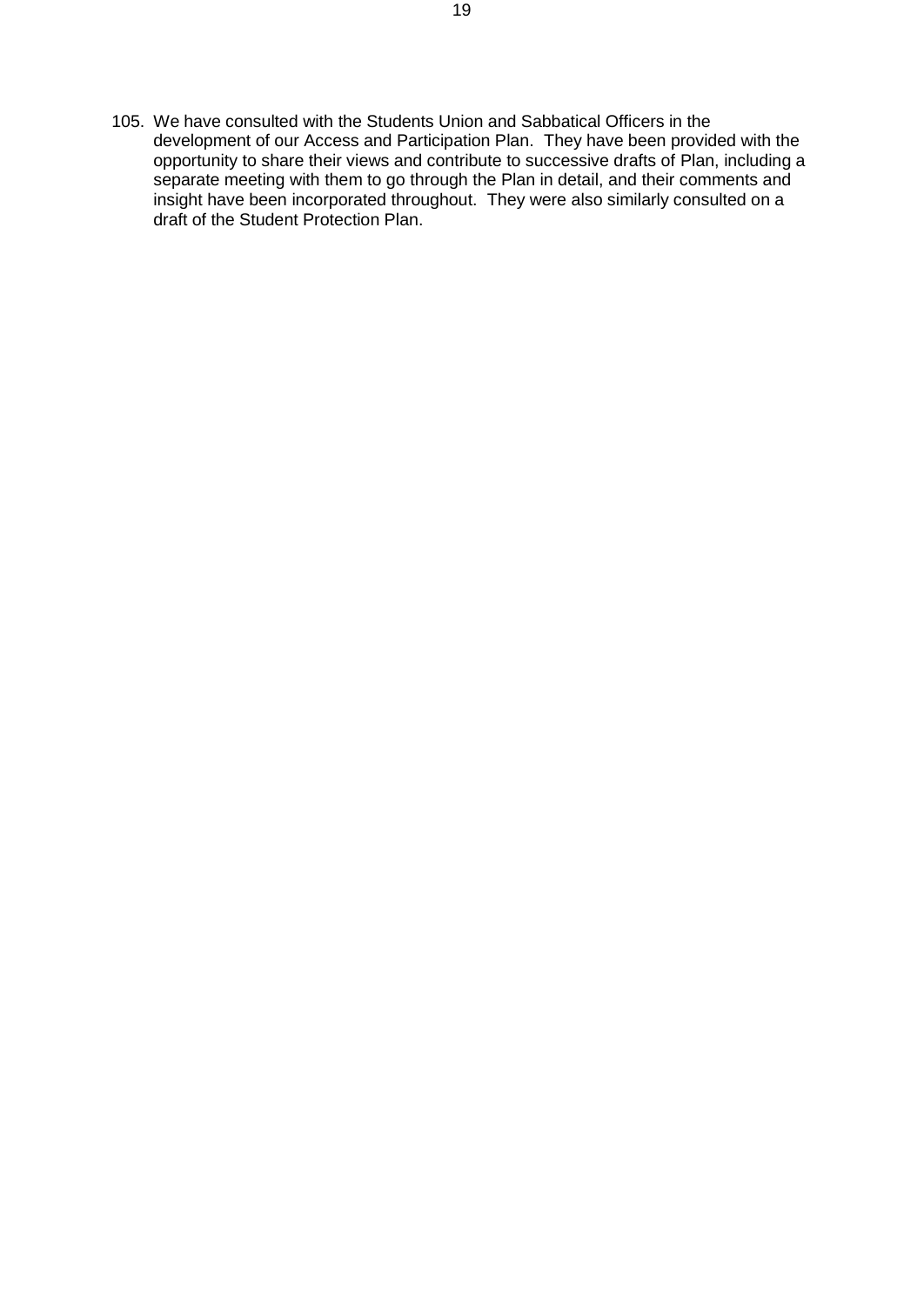105. We have consulted with the Students Union and Sabbatical Officers in the development of our Access and Participation Plan. They have been provided with the opportunity to share their views and contribute to successive drafts of Plan, including a separate meeting with them to go through the Plan in detail, and their comments and insight have been incorporated throughout. They were also similarly consulted on a draft of the Student Protection Plan.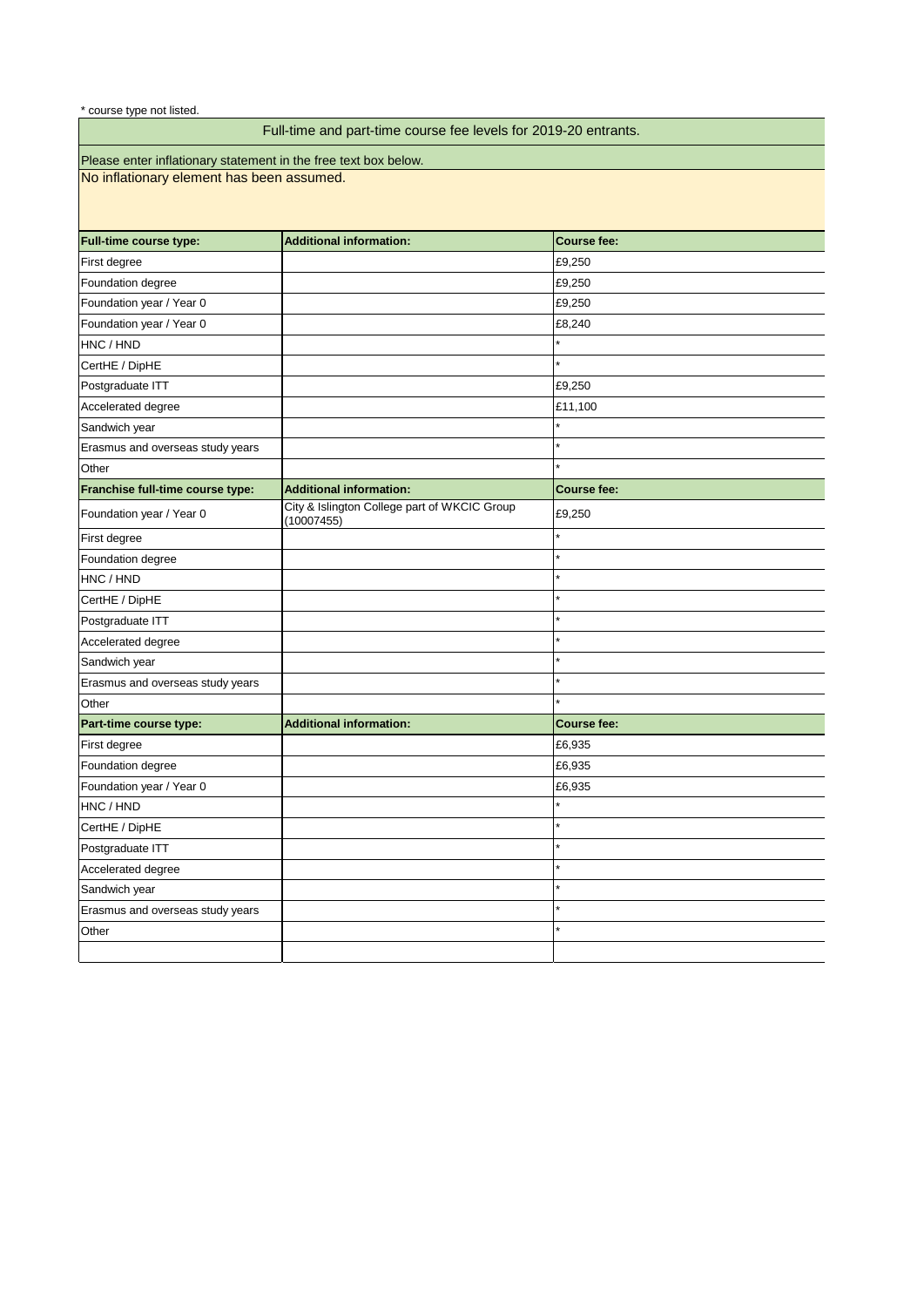\* course type not listed.

## Full-time and part-time course fee levels for 2019-20 entrants.

Please enter inflationary statement in the free text box below.

No inflationary element has been assumed.

| Full-time course type: | Additional information: | Course fee: |
|---|---|---|
| First degree | | £9,250 |
| Foundation degree | | £9,250 |
| Foundation year / Year 0 | | £9,250 |
| Foundation year / Year 0 | | £8,240 |
| HNC / HND | | * |
| CertHE / DipHE | | * |
| Postgraduate ITT | | £9,250 |
| Accelerated degree | | £11,100 |
| Sandwich year | | * |
| Erasmus and overseas study years | | * |
| Other | | * |
| **Franchise full-time course type:** | **Additional information:** | **Course fee:** |
| Foundation year / Year 0 | City & Islington College part of WKCIC Group (10007455) | £9,250 |
| First degree | | * |
| Foundation degree | | * |
| HNC / HND | | * |
| CertHE / DipHE | | * |
| Postgraduate ITT | | * |
| Accelerated degree | | * |
| Sandwich year | | * |
| Erasmus and overseas study years | | * |
| Other | | * |
| **Part-time course type:** | **Additional information:** | **Course fee:** |
| First degree | | £6,935 |
| Foundation degree | | £6,935 |
| Foundation year / Year 0 | | £6,935 |
| HNC / HND | | * |
| CertHE / DipHE | | * |
| Postgraduate ITT | | * |
| Accelerated degree | | * |
| Sandwich year | | * |
| Erasmus and overseas study years | | * |
| Other | | * |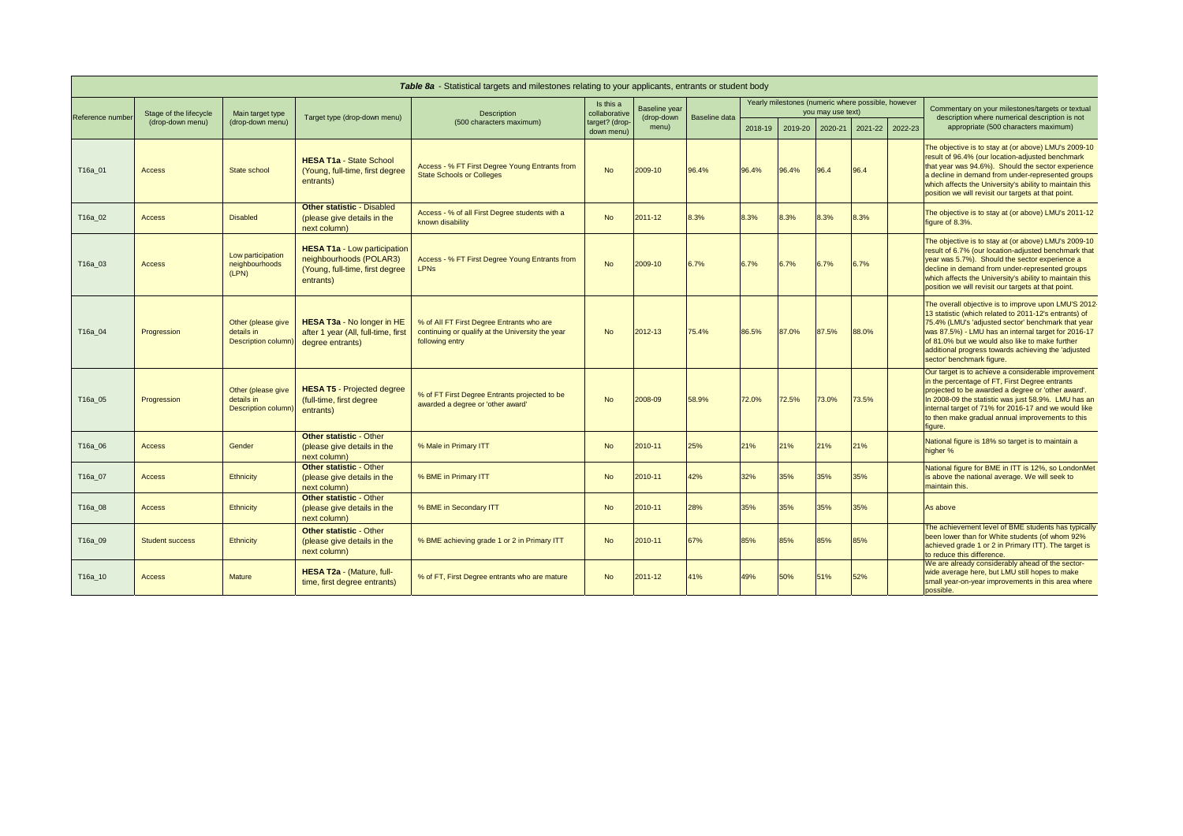***Table 8a*** - Statistical targets and milestones relating to your applicants, entrants or student body

| Reference number | Stage of the lifecycle (drop-down menu) | Main target type (drop-down menu) | Target type (drop-down menu) | Description (500 characters maximum) | Is this a collaborative target? (drop-down menu) | Baseline year (drop-down menu) | Baseline data | Yearly milestones (numeric where possible, however you may use text) | | | | | Commentary on your milestones/targets or textual description where numerical description is not appropriate (500 characters maximum) |
|---|---|---|---|---|---|---|---|---|---|---|---|---|---|
| | | | | | | | | 2018-19 | 2019-20 | 2020-21 | 2021-22 | 2022-23 | |
| T16a_01 | Access | State school | **HESA T1a** - State School (Young, full-time, first degree entrants) | Access - % FT First Degree Young Entrants from State Schools or Colleges | No | 2009-10 | 96.4% | 96.4% | 96.4% | 96.4 | 96.4 | | The objective is to stay at (or above) LMU's 2009-10 result of 96.4% (our location-adjusted benchmark that year was 94.6%). Should the sector experience a decline in demand from under-represented groups which affects the University's ability to maintain this position we will revisit our targets at that point. |
| T16a_02 | Access | Disabled | **Other statistic** - Disabled (please give details in the next column) | Access - % of all First Degree students with a known disability | No | 2011-12 | 8.3% | 8.3% | 8.3% | 8.3% | 8.3% | | The objective is to stay at (or above) LMU's 2011-12 figure of 8.3%. |
| T16a_03 | Access | Low participation neighbourhoods (LPN) | **HESA T1a** - Low participation neighbourhoods (POLAR3) (Young, full-time, first degree entrants) | Access - % FT First Degree Young Entrants from LPNs | No | 2009-10 | 6.7% | 6.7% | 6.7% | 6.7% | 6.7% | | The objective is to stay at (or above) LMU's 2009-10 result of 6.7% (our location-adjusted benchmark that year was 5.7%). Should the sector experience a decline in demand from under-represented groups which affects the University's ability to maintain this position we will revisit our targets at that point. |
| T16a_04 | Progression | Other (please give details in Description column) | **HESA T3a** - No longer in HE after 1 year (All, full-time, first degree entrants) | % of All FT First Degree Entrants who are continuing or qualify at the University the year following entry | No | 2012-13 | 75.4% | 86.5% | 87.0% | 87.5% | 88.0% | | The overall objective is to improve upon LMU'S 2012-13 statistic (which related to 2011-12's entrants) of 75.4% (LMU's 'adjusted sector' benchmark that year was 87.5%) - LMU has an internal target for 2016-17 of 81.0% but we would also like to make further additional progress towards achieving the 'adjusted sector' benchmark figure. |
| T16a_05 | Progression | Other (please give details in Description column) | **HESA T5** - Projected degree (full-time, first degree entrants) | % of FT First Degree Entrants projected to be awarded a degree or 'other award' | No | 2008-09 | 58.9% | 72.0% | 72.5% | 73.0% | 73.5% | | Our target is to achieve a considerable improvement in the percentage of FT, First Degree entrants projected to be awarded a degree or 'other award'. In 2008-09 the statistic was just 58.9%. LMU has an internal target of 71% for 2016-17 and we would like to then make gradual annual improvements to this figure. |
| T16a_06 | Access | Gender | **Other statistic** - Other (please give details in the next column) | % Male in Primary ITT | No | 2010-11 | 25% | 21% | 21% | 21% | 21% | | National figure is 18% so target is to maintain a higher % |
| T16a_07 | Access | Ethnicity | **Other statistic** - Other (please give details in the next column) | % BME in Primary ITT | No | 2010-11 | 42% | 32% | 35% | 35% | 35% | | National figure for BME in ITT is 12%, so LondonMet is above the national average. We will seek to maintain this. |
| T16a_08 | Access | Ethnicity | **Other statistic** - Other (please give details in the next column) | % BME in Secondary ITT | No | 2010-11 | 28% | 35% | 35% | 35% | 35% | | As above |
| T16a_09 | Student success | Ethnicity | **Other statistic** - Other (please give details in the next column) | % BME achieving grade 1 or 2 in Primary ITT | No | 2010-11 | 67% | 85% | 85% | 85% | 85% | | The achievement level of BME students has typically been lower than for White students (of whom 92% achieved grade 1 or 2 in Primary ITT). The target is to reduce this difference. |
| T16a_10 | Access | Mature | **HESA T2a** - (Mature, full-time, first degree entrants) | % of FT, First Degree entrants who are mature | No | 2011-12 | 41% | 49% | 50% | 51% | 52% | | We are already considerably ahead of the sector-wide average here, but LMU still hopes to make small year-on-year improvements in this area where possible. |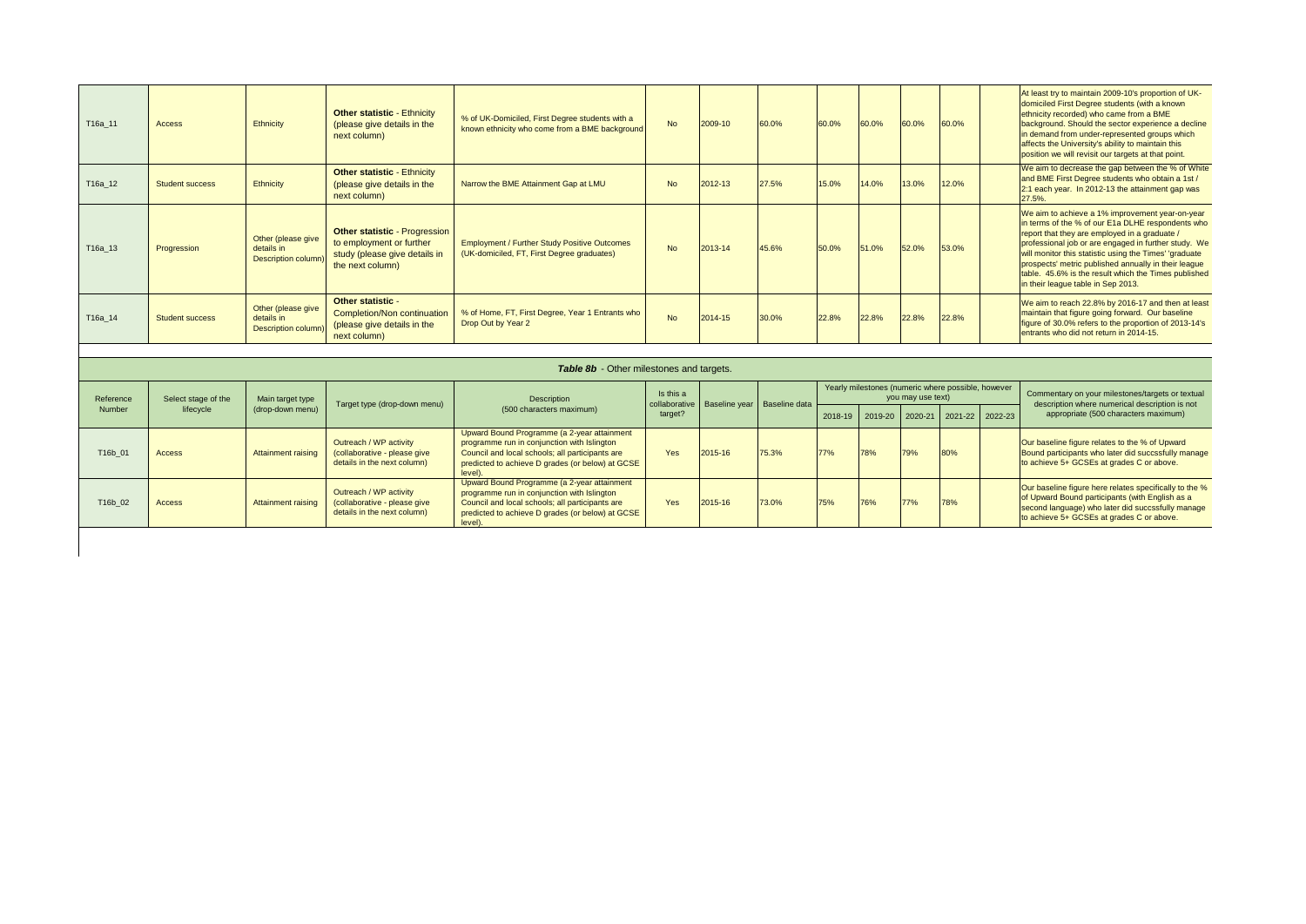| | | | | | | | | | | | | | | |
|---|---|---|---|---|---|---|---|---|---|---|---|---|---|---|
| T16a_11 | Access | Ethnicity | **Other statistic** - Ethnicity (please give details in the next column) | % of UK-Domiciled, First Degree students with a known ethnicity who come from a BME background | No | 2009-10 | 60.0% | 60.0% | 60.0% | 60.0% | 60.0% | | At least try to maintain 2009-10's proportion of UK-domiciled First Degree students (with a known ethnicity recorded) who came from a BME background. Should the sector experience a decline in demand from under-represented groups which affects the University's ability to maintain this position we will revisit our targets at that point. |
| T16a_12 | Student success | Ethnicity | **Other statistic** - Ethnicity (please give details in the next column) | Narrow the BME Attainment Gap at LMU | No | 2012-13 | 27.5% | 15.0% | 14.0% | 13.0% | 12.0% | | We aim to decrease the gap between the % of White and BME First Degree students who obtain a 1st / 2:1 each year. In 2012-13 the attainment gap was 27.5%. |
| T16a_13 | Progression | Other (please give details in Description column) | **Other statistic** - Progression to employment or further study (please give details in the next column) | Employment / Further Study Positive Outcomes (UK-domiciled, FT, First Degree graduates) | No | 2013-14 | 45.6% | 50.0% | 51.0% | 52.0% | 53.0% | | We aim to achieve a 1% improvement year-on-year in terms of the % of our E1a DLHE respondents who report that they are employed in a graduate / professional job or are engaged in further study. We will monitor this statistic using the Times' 'graduate prospects' metric published annually in their league table. 45.6% is the result which the Times published in their league table in Sep 2013. |
| T16a_14 | Student success | Other (please give details in Description column) | **Other statistic** - Completion/Non continuation (please give details in the next column) | % of Home, FT, First Degree, Year 1 Entrants who Drop Out by Year 2 | No | 2014-15 | 30.0% | 22.8% | 22.8% | 22.8% | 22.8% | | We aim to reach 22.8% by 2016-17 and then at least maintain that figure going forward. Our baseline figure of 30.0% refers to the proportion of 2013-14's entrants who did not return in 2014-15. |

***Table 8b*** - Other milestones and targets.

| Reference Number | Select stage of the lifecycle | Main target type (drop-down menu) | Target type (drop-down menu) | Description (500 characters maximum) | Is this a collaborative target? | Baseline year | Baseline data | Yearly milestones (numeric where possible, however you may use text) | | | | | Commentary on your milestones/targets or textual description where numerical description is not appropriate (500 characters maximum) |
|---|---|---|---|---|---|---|---|---|---|---|---|---|---|
| | | | | | | | | 2018-19 | 2019-20 | 2020-21 | 2021-22 | 2022-23 | |
| T16b_01 | Access | Attainment raising | Outreach / WP activity (collaborative - please give details in the next column) | Upward Bound Programme (a 2-year attainment programme run in conjunction with Islington Council and local schools; all participants are predicted to achieve D grades (or below) at GCSE level). | Yes | 2015-16 | 75.3% | 77% | 78% | 79% | 80% | | Our baseline figure relates to the % of Upward Bound participants who later did succssfully manage to achieve 5+ GCSEs at grades C or above. |
| T16b_02 | Access | Attainment raising | Outreach / WP activity (collaborative - please give details in the next column) | Upward Bound Programme (a 2-year attainment programme run in conjunction with Islington Council and local schools; all participants are predicted to achieve D grades (or below) at GCSE level). | Yes | 2015-16 | 73.0% | 75% | 76% | 77% | 78% | | Our baseline figure here relates specifically to the % of Upward Bound participants (with English as a second language) who later did succssfully manage to achieve 5+ GCSEs at grades C or above. |